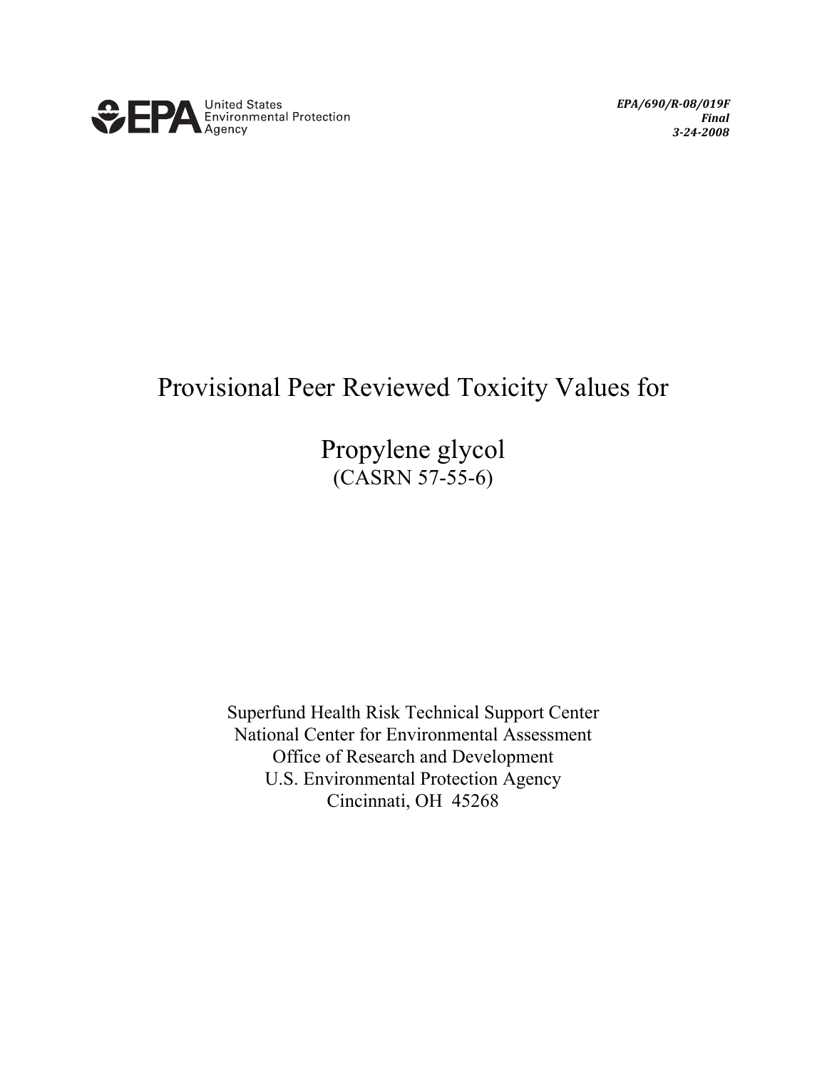EPA United States Environmental Protection Agency

***EPA/690/R-08/019F***
***Final***
***3-24-2008***

# Provisional Peer Reviewed Toxicity Values for

# Propylene glycol

(CASRN 57-55-6)

Superfund Health Risk Technical Support Center
National Center for Environmental Assessment
Office of Research and Development
U.S. Environmental Protection Agency
Cincinnati, OH 45268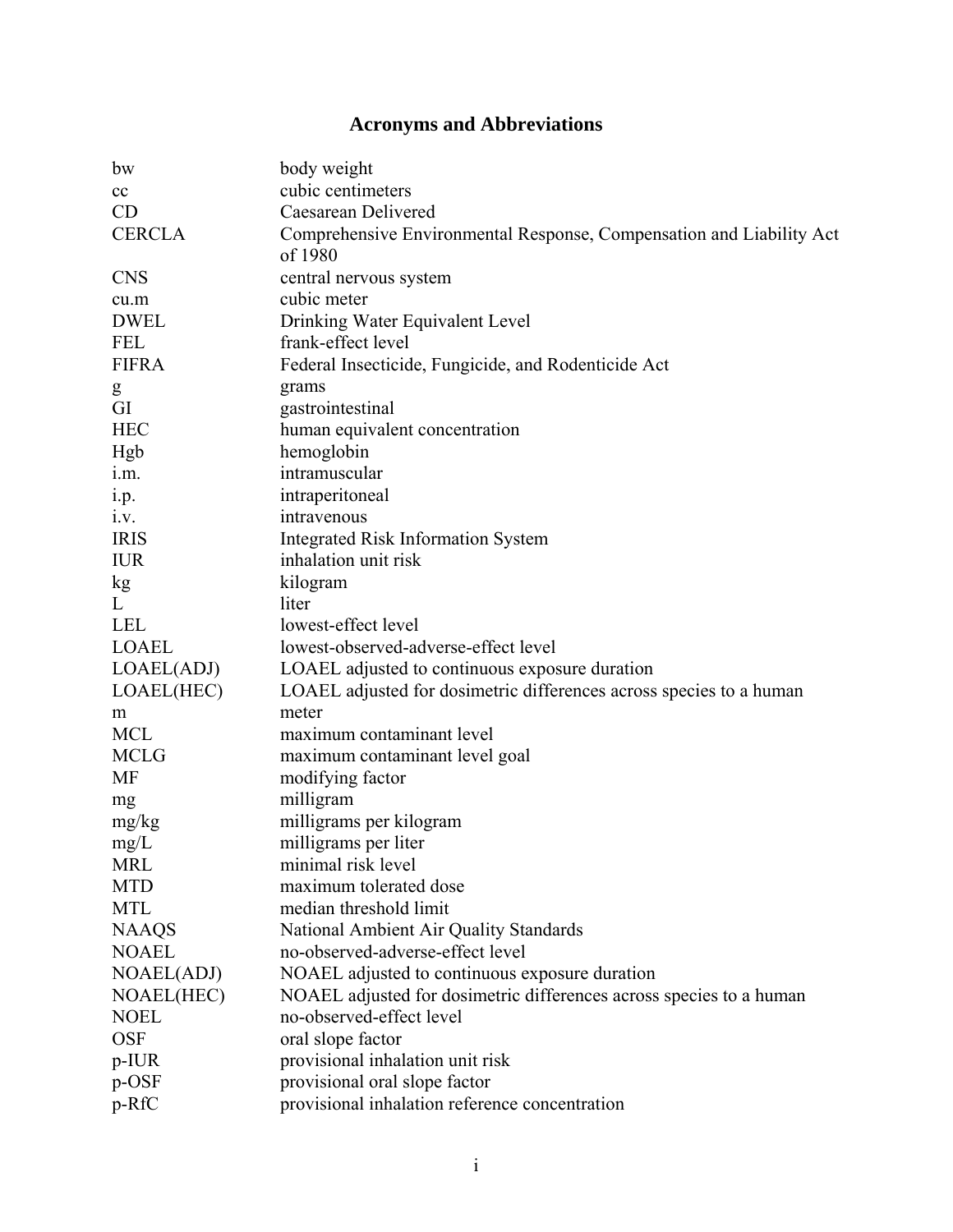# Acronyms and Abbreviations

| | |
|---|---|
| bw | body weight |
| cc | cubic centimeters |
| CD | Caesarean Delivered |
| CERCLA | Comprehensive Environmental Response, Compensation and Liability Act of 1980 |
| CNS | central nervous system |
| cu.m | cubic meter |
| DWEL | Drinking Water Equivalent Level |
| FEL | frank-effect level |
| FIFRA | Federal Insecticide, Fungicide, and Rodenticide Act |
| g | grams |
| GI | gastrointestinal |
| HEC | human equivalent concentration |
| Hgb | hemoglobin |
| i.m. | intramuscular |
| i.p. | intraperitoneal |
| i.v. | intravenous |
| IRIS | Integrated Risk Information System |
| IUR | inhalation unit risk |
| kg | kilogram |
| L | liter |
| LEL | lowest-effect level |
| LOAEL | lowest-observed-adverse-effect level |
| LOAEL(ADJ) | LOAEL adjusted to continuous exposure duration |
| LOAEL(HEC) | LOAEL adjusted for dosimetric differences across species to a human |
| m | meter |
| MCL | maximum contaminant level |
| MCLG | maximum contaminant level goal |
| MF | modifying factor |
| mg | milligram |
| mg/kg | milligrams per kilogram |
| mg/L | milligrams per liter |
| MRL | minimal risk level |
| MTD | maximum tolerated dose |
| MTL | median threshold limit |
| NAAQS | National Ambient Air Quality Standards |
| NOAEL | no-observed-adverse-effect level |
| NOAEL(ADJ) | NOAEL adjusted to continuous exposure duration |
| NOAEL(HEC) | NOAEL adjusted for dosimetric differences across species to a human |
| NOEL | no-observed-effect level |
| OSF | oral slope factor |
| p-IUR | provisional inhalation unit risk |
| p-OSF | provisional oral slope factor |
| p-RfC | provisional inhalation reference concentration |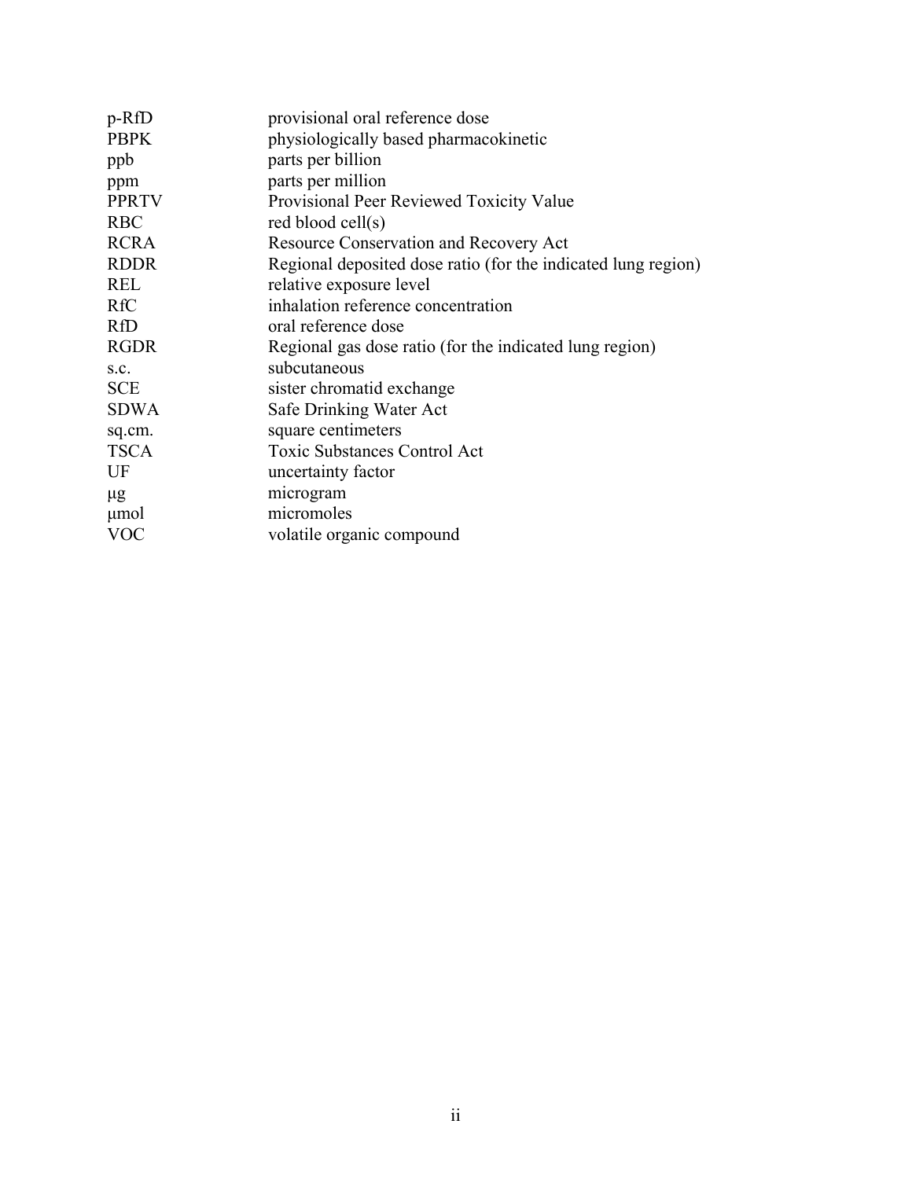| | |
|---|---|
| p-RfD | provisional oral reference dose |
| PBPK | physiologically based pharmacokinetic |
| ppb | parts per billion |
| ppm | parts per million |
| PPRTV | Provisional Peer Reviewed Toxicity Value |
| RBC | red blood cell(s) |
| RCRA | Resource Conservation and Recovery Act |
| RDDR | Regional deposited dose ratio (for the indicated lung region) |
| REL | relative exposure level |
| RfC | inhalation reference concentration |
| RfD | oral reference dose |
| RGDR | Regional gas dose ratio (for the indicated lung region) |
| s.c. | subcutaneous |
| SCE | sister chromatid exchange |
| SDWA | Safe Drinking Water Act |
| sq.cm. | square centimeters |
| TSCA | Toxic Substances Control Act |
| UF | uncertainty factor |
| μg | microgram |
| μmol | micromoles |
| VOC | volatile organic compound |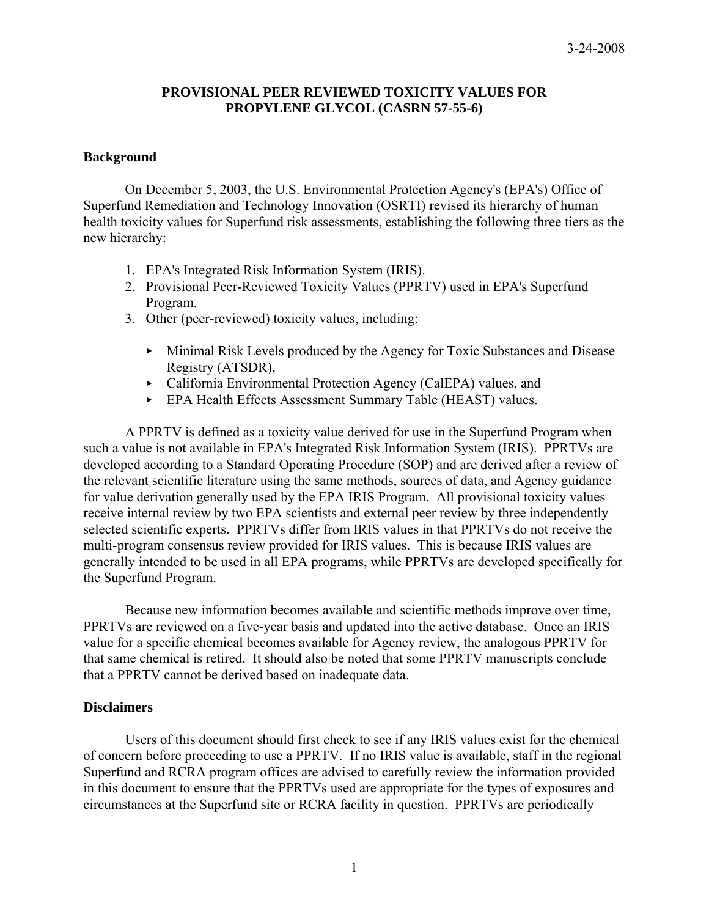3-24-2008

# PROVISIONAL PEER REVIEWED TOXICITY VALUES FOR PROPYLENE GLYCOL (CASRN 57-55-6)

## Background

On December 5, 2003, the U.S. Environmental Protection Agency's (EPA's) Office of Superfund Remediation and Technology Innovation (OSRTI) revised its hierarchy of human health toxicity values for Superfund risk assessments, establishing the following three tiers as the new hierarchy:

1. EPA's Integrated Risk Information System (IRIS).
2. Provisional Peer-Reviewed Toxicity Values (PPRTV) used in EPA's Superfund Program.
3. Other (peer-reviewed) toxicity values, including:
   - Minimal Risk Levels produced by the Agency for Toxic Substances and Disease Registry (ATSDR),
   - California Environmental Protection Agency (CalEPA) values, and
   - EPA Health Effects Assessment Summary Table (HEAST) values.

A PPRTV is defined as a toxicity value derived for use in the Superfund Program when such a value is not available in EPA's Integrated Risk Information System (IRIS). PPRTVs are developed according to a Standard Operating Procedure (SOP) and are derived after a review of the relevant scientific literature using the same methods, sources of data, and Agency guidance for value derivation generally used by the EPA IRIS Program. All provisional toxicity values receive internal review by two EPA scientists and external peer review by three independently selected scientific experts. PPRTVs differ from IRIS values in that PPRTVs do not receive the multi-program consensus review provided for IRIS values. This is because IRIS values are generally intended to be used in all EPA programs, while PPRTVs are developed specifically for the Superfund Program.

Because new information becomes available and scientific methods improve over time, PPRTVs are reviewed on a five-year basis and updated into the active database. Once an IRIS value for a specific chemical becomes available for Agency review, the analogous PPRTV for that same chemical is retired. It should also be noted that some PPRTV manuscripts conclude that a PPRTV cannot be derived based on inadequate data.

## Disclaimers

Users of this document should first check to see if any IRIS values exist for the chemical of concern before proceeding to use a PPRTV. If no IRIS value is available, staff in the regional Superfund and RCRA program offices are advised to carefully review the information provided in this document to ensure that the PPRTVs used are appropriate for the types of exposures and circumstances at the Superfund site or RCRA facility in question. PPRTVs are periodically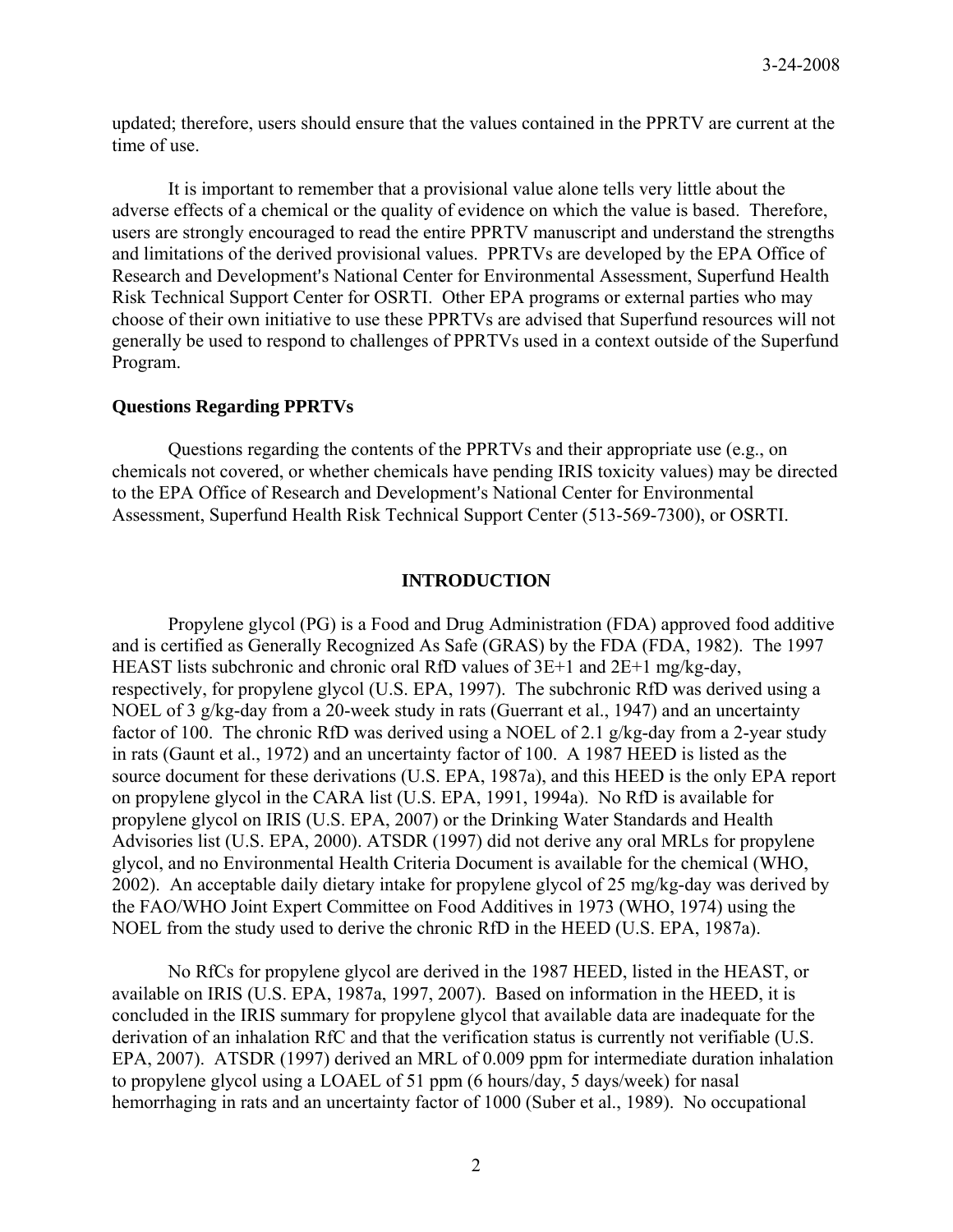updated; therefore, users should ensure that the values contained in the PPRTV are current at the time of use.

It is important to remember that a provisional value alone tells very little about the adverse effects of a chemical or the quality of evidence on which the value is based. Therefore, users are strongly encouraged to read the entire PPRTV manuscript and understand the strengths and limitations of the derived provisional values. PPRTVs are developed by the EPA Office of Research and Development's National Center for Environmental Assessment, Superfund Health Risk Technical Support Center for OSRTI. Other EPA programs or external parties who may choose of their own initiative to use these PPRTVs are advised that Superfund resources will not generally be used to respond to challenges of PPRTVs used in a context outside of the Superfund Program.

**Questions Regarding PPRTVs**

Questions regarding the contents of the PPRTVs and their appropriate use (e.g., on chemicals not covered, or whether chemicals have pending IRIS toxicity values) may be directed to the EPA Office of Research and Development's National Center for Environmental Assessment, Superfund Health Risk Technical Support Center (513-569-7300), or OSRTI.

## INTRODUCTION

Propylene glycol (PG) is a Food and Drug Administration (FDA) approved food additive and is certified as Generally Recognized As Safe (GRAS) by the FDA (FDA, 1982). The 1997 HEAST lists subchronic and chronic oral RfD values of 3E+1 and 2E+1 mg/kg-day, respectively, for propylene glycol (U.S. EPA, 1997). The subchronic RfD was derived using a NOEL of 3 g/kg-day from a 20-week study in rats (Guerrant et al., 1947) and an uncertainty factor of 100. The chronic RfD was derived using a NOEL of 2.1 g/kg-day from a 2-year study in rats (Gaunt et al., 1972) and an uncertainty factor of 100. A 1987 HEED is listed as the source document for these derivations (U.S. EPA, 1987a), and this HEED is the only EPA report on propylene glycol in the CARA list (U.S. EPA, 1991, 1994a). No RfD is available for propylene glycol on IRIS (U.S. EPA, 2007) or the Drinking Water Standards and Health Advisories list (U.S. EPA, 2000). ATSDR (1997) did not derive any oral MRLs for propylene glycol, and no Environmental Health Criteria Document is available for the chemical (WHO, 2002). An acceptable daily dietary intake for propylene glycol of 25 mg/kg-day was derived by the FAO/WHO Joint Expert Committee on Food Additives in 1973 (WHO, 1974) using the NOEL from the study used to derive the chronic RfD in the HEED (U.S. EPA, 1987a).

No RfCs for propylene glycol are derived in the 1987 HEED, listed in the HEAST, or available on IRIS (U.S. EPA, 1987a, 1997, 2007). Based on information in the HEED, it is concluded in the IRIS summary for propylene glycol that available data are inadequate for the derivation of an inhalation RfC and that the verification status is currently not verifiable (U.S. EPA, 2007). ATSDR (1997) derived an MRL of 0.009 ppm for intermediate duration inhalation to propylene glycol using a LOAEL of 51 ppm (6 hours/day, 5 days/week) for nasal hemorrhaging in rats and an uncertainty factor of 1000 (Suber et al., 1989). No occupational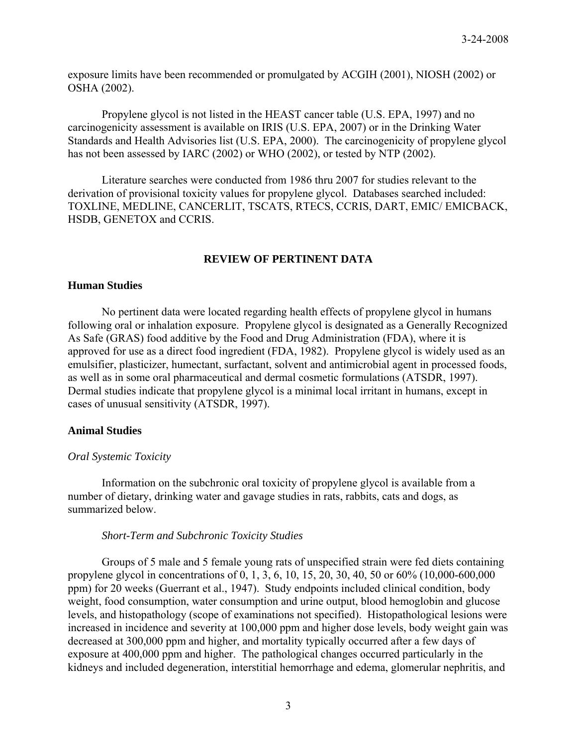exposure limits have been recommended or promulgated by ACGIH (2001), NIOSH (2002) or OSHA (2002).

Propylene glycol is not listed in the HEAST cancer table (U.S. EPA, 1997) and no carcinogenicity assessment is available on IRIS (U.S. EPA, 2007) or in the Drinking Water Standards and Health Advisories list (U.S. EPA, 2000). The carcinogenicity of propylene glycol has not been assessed by IARC (2002) or WHO (2002), or tested by NTP (2002).

Literature searches were conducted from 1986 thru 2007 for studies relevant to the derivation of provisional toxicity values for propylene glycol. Databases searched included: TOXLINE, MEDLINE, CANCERLIT, TSCATS, RTECS, CCRIS, DART, EMIC/ EMICBACK, HSDB, GENETOX and CCRIS.

## REVIEW OF PERTINENT DATA

### Human Studies

No pertinent data were located regarding health effects of propylene glycol in humans following oral or inhalation exposure. Propylene glycol is designated as a Generally Recognized As Safe (GRAS) food additive by the Food and Drug Administration (FDA), where it is approved for use as a direct food ingredient (FDA, 1982). Propylene glycol is widely used as an emulsifier, plasticizer, humectant, surfactant, solvent and antimicrobial agent in processed foods, as well as in some oral pharmaceutical and dermal cosmetic formulations (ATSDR, 1997). Dermal studies indicate that propylene glycol is a minimal local irritant in humans, except in cases of unusual sensitivity (ATSDR, 1997).

### Animal Studies

*Oral Systemic Toxicity*

Information on the subchronic oral toxicity of propylene glycol is available from a number of dietary, drinking water and gavage studies in rats, rabbits, cats and dogs, as summarized below.

*Short-Term and Subchronic Toxicity Studies*

Groups of 5 male and 5 female young rats of unspecified strain were fed diets containing propylene glycol in concentrations of 0, 1, 3, 6, 10, 15, 20, 30, 40, 50 or 60% (10,000-600,000 ppm) for 20 weeks (Guerrant et al., 1947). Study endpoints included clinical condition, body weight, food consumption, water consumption and urine output, blood hemoglobin and glucose levels, and histopathology (scope of examinations not specified). Histopathological lesions were increased in incidence and severity at 100,000 ppm and higher dose levels, body weight gain was decreased at 300,000 ppm and higher, and mortality typically occurred after a few days of exposure at 400,000 ppm and higher. The pathological changes occurred particularly in the kidneys and included degeneration, interstitial hemorrhage and edema, glomerular nephritis, and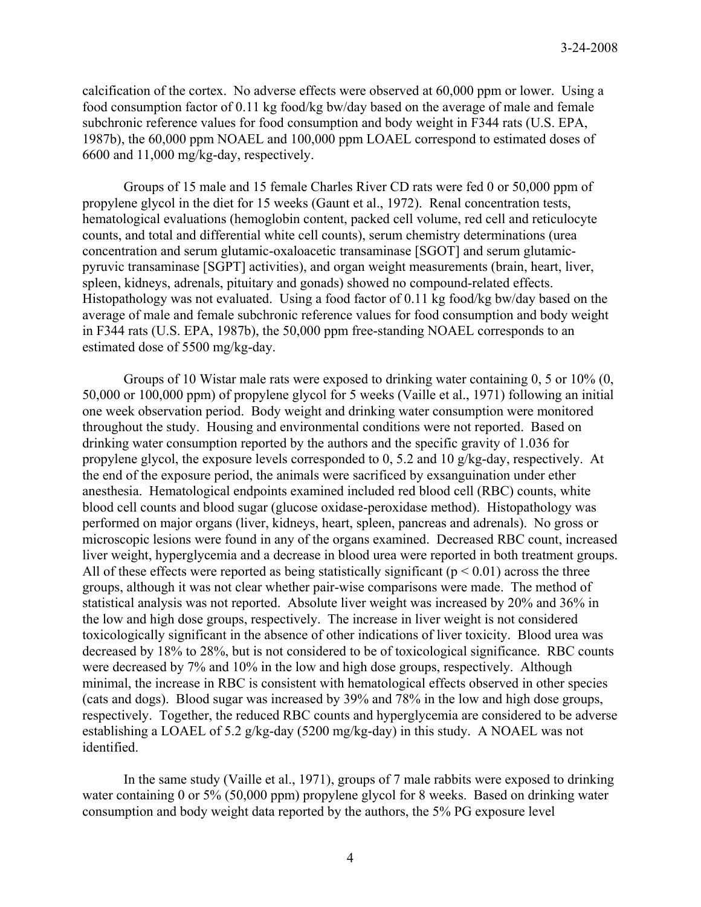calcification of the cortex. No adverse effects were observed at 60,000 ppm or lower. Using a food consumption factor of 0.11 kg food/kg bw/day based on the average of male and female subchronic reference values for food consumption and body weight in F344 rats (U.S. EPA, 1987b), the 60,000 ppm NOAEL and 100,000 ppm LOAEL correspond to estimated doses of 6600 and 11,000 mg/kg-day, respectively.

Groups of 15 male and 15 female Charles River CD rats were fed 0 or 50,000 ppm of propylene glycol in the diet for 15 weeks (Gaunt et al., 1972). Renal concentration tests, hematological evaluations (hemoglobin content, packed cell volume, red cell and reticulocyte counts, and total and differential white cell counts), serum chemistry determinations (urea concentration and serum glutamic-oxaloacetic transaminase [SGOT] and serum glutamic-pyruvic transaminase [SGPT] activities), and organ weight measurements (brain, heart, liver, spleen, kidneys, adrenals, pituitary and gonads) showed no compound-related effects. Histopathology was not evaluated. Using a food factor of 0.11 kg food/kg bw/day based on the average of male and female subchronic reference values for food consumption and body weight in F344 rats (U.S. EPA, 1987b), the 50,000 ppm free-standing NOAEL corresponds to an estimated dose of 5500 mg/kg-day.

Groups of 10 Wistar male rats were exposed to drinking water containing 0, 5 or 10% (0, 50,000 or 100,000 ppm) of propylene glycol for 5 weeks (Vaille et al., 1971) following an initial one week observation period. Body weight and drinking water consumption were monitored throughout the study. Housing and environmental conditions were not reported. Based on drinking water consumption reported by the authors and the specific gravity of 1.036 for propylene glycol, the exposure levels corresponded to 0, 5.2 and 10 g/kg-day, respectively. At the end of the exposure period, the animals were sacrificed by exsanguination under ether anesthesia. Hematological endpoints examined included red blood cell (RBC) counts, white blood cell counts and blood sugar (glucose oxidase-peroxidase method). Histopathology was performed on major organs (liver, kidneys, heart, spleen, pancreas and adrenals). No gross or microscopic lesions were found in any of the organs examined. Decreased RBC count, increased liver weight, hyperglycemia and a decrease in blood urea were reported in both treatment groups. All of these effects were reported as being statistically significant ($p < 0.01$) across the three groups, although it was not clear whether pair-wise comparisons were made. The method of statistical analysis was not reported. Absolute liver weight was increased by 20% and 36% in the low and high dose groups, respectively. The increase in liver weight is not considered toxicologically significant in the absence of other indications of liver toxicity. Blood urea was decreased by 18% to 28%, but is not considered to be of toxicological significance. RBC counts were decreased by 7% and 10% in the low and high dose groups, respectively. Although minimal, the increase in RBC is consistent with hematological effects observed in other species (cats and dogs). Blood sugar was increased by 39% and 78% in the low and high dose groups, respectively. Together, the reduced RBC counts and hyperglycemia are considered to be adverse establishing a LOAEL of 5.2 g/kg-day (5200 mg/kg-day) in this study. A NOAEL was not identified.

In the same study (Vaille et al., 1971), groups of 7 male rabbits were exposed to drinking water containing 0 or 5% (50,000 ppm) propylene glycol for 8 weeks. Based on drinking water consumption and body weight data reported by the authors, the 5% PG exposure level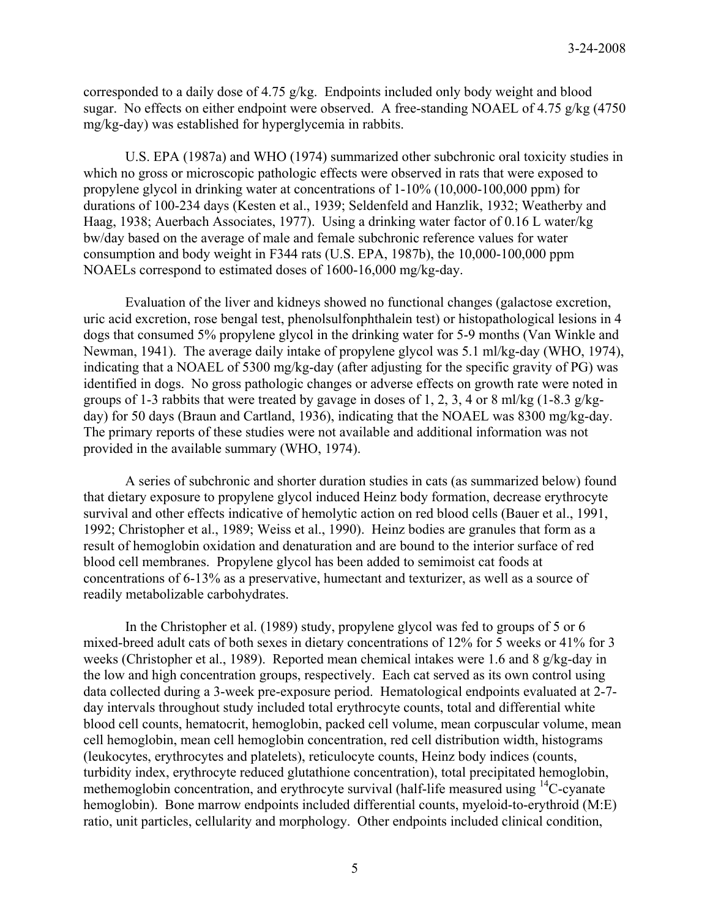corresponded to a daily dose of 4.75 g/kg. Endpoints included only body weight and blood sugar. No effects on either endpoint were observed. A free-standing NOAEL of 4.75 g/kg (4750 mg/kg-day) was established for hyperglycemia in rabbits.

U.S. EPA (1987a) and WHO (1974) summarized other subchronic oral toxicity studies in which no gross or microscopic pathologic effects were observed in rats that were exposed to propylene glycol in drinking water at concentrations of 1-10% (10,000-100,000 ppm) for durations of 100-234 days (Kesten et al., 1939; Seldenfeld and Hanzlik, 1932; Weatherby and Haag, 1938; Auerbach Associates, 1977). Using a drinking water factor of 0.16 L water/kg bw/day based on the average of male and female subchronic reference values for water consumption and body weight in F344 rats (U.S. EPA, 1987b), the 10,000-100,000 ppm NOAELs correspond to estimated doses of 1600-16,000 mg/kg-day.

Evaluation of the liver and kidneys showed no functional changes (galactose excretion, uric acid excretion, rose bengal test, phenolsulfonphthalein test) or histopathological lesions in 4 dogs that consumed 5% propylene glycol in the drinking water for 5-9 months (Van Winkle and Newman, 1941). The average daily intake of propylene glycol was 5.1 ml/kg-day (WHO, 1974), indicating that a NOAEL of 5300 mg/kg-day (after adjusting for the specific gravity of PG) was identified in dogs. No gross pathologic changes or adverse effects on growth rate were noted in groups of 1-3 rabbits that were treated by gavage in doses of 1, 2, 3, 4 or 8 ml/kg (1-8.3 g/kg-day) for 50 days (Braun and Cartland, 1936), indicating that the NOAEL was 8300 mg/kg-day. The primary reports of these studies were not available and additional information was not provided in the available summary (WHO, 1974).

A series of subchronic and shorter duration studies in cats (as summarized below) found that dietary exposure to propylene glycol induced Heinz body formation, decrease erythrocyte survival and other effects indicative of hemolytic action on red blood cells (Bauer et al., 1991, 1992; Christopher et al., 1989; Weiss et al., 1990). Heinz bodies are granules that form as a result of hemoglobin oxidation and denaturation and are bound to the interior surface of red blood cell membranes. Propylene glycol has been added to semimoist cat foods at concentrations of 6-13% as a preservative, humectant and texturizer, as well as a source of readily metabolizable carbohydrates.

In the Christopher et al. (1989) study, propylene glycol was fed to groups of 5 or 6 mixed-breed adult cats of both sexes in dietary concentrations of 12% for 5 weeks or 41% for 3 weeks (Christopher et al., 1989). Reported mean chemical intakes were 1.6 and 8 g/kg-day in the low and high concentration groups, respectively. Each cat served as its own control using data collected during a 3-week pre-exposure period. Hematological endpoints evaluated at 2-7-day intervals throughout study included total erythrocyte counts, total and differential white blood cell counts, hematocrit, hemoglobin, packed cell volume, mean corpuscular volume, mean cell hemoglobin, mean cell hemoglobin concentration, red cell distribution width, histograms (leukocytes, erythrocytes and platelets), reticulocyte counts, Heinz body indices (counts, turbidity index, erythrocyte reduced glutathione concentration), total precipitated hemoglobin, methemoglobin concentration, and erythrocyte survival (half-life measured using $^{14}C$-cyanate hemoglobin). Bone marrow endpoints included differential counts, myeloid-to-erythroid (M:E) ratio, unit particles, cellularity and morphology. Other endpoints included clinical condition,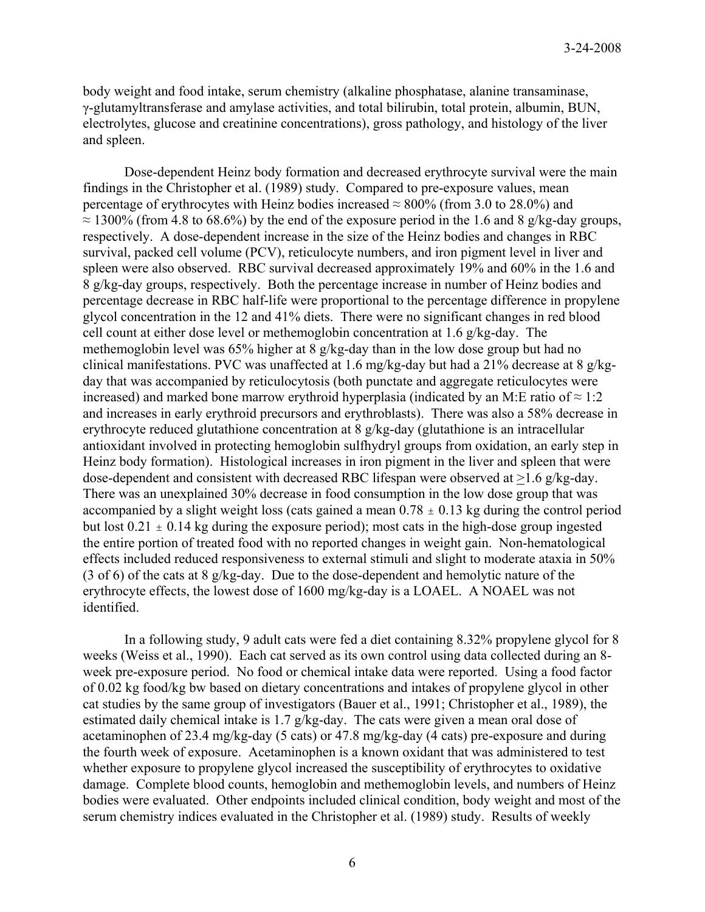body weight and food intake, serum chemistry (alkaline phosphatase, alanine transaminase, γ-glutamyltransferase and amylase activities, and total bilirubin, total protein, albumin, BUN, electrolytes, glucose and creatinine concentrations), gross pathology, and histology of the liver and spleen.

Dose-dependent Heinz body formation and decreased erythrocyte survival were the main findings in the Christopher et al. (1989) study. Compared to pre-exposure values, mean percentage of erythrocytes with Heinz bodies increased ≈ 800% (from 3.0 to 28.0%) and ≈ 1300% (from 4.8 to 68.6%) by the end of the exposure period in the 1.6 and 8 g/kg-day groups, respectively. A dose-dependent increase in the size of the Heinz bodies and changes in RBC survival, packed cell volume (PCV), reticulocyte numbers, and iron pigment level in liver and spleen were also observed. RBC survival decreased approximately 19% and 60% in the 1.6 and 8 g/kg-day groups, respectively. Both the percentage increase in number of Heinz bodies and percentage decrease in RBC half-life were proportional to the percentage difference in propylene glycol concentration in the 12 and 41% diets. There were no significant changes in red blood cell count at either dose level or methemoglobin concentration at 1.6 g/kg-day. The methemoglobin level was 65% higher at 8 g/kg-day than in the low dose group but had no clinical manifestations. PVC was unaffected at 1.6 mg/kg-day but had a 21% decrease at 8 g/kg-day that was accompanied by reticulocytosis (both punctate and aggregate reticulocytes were increased) and marked bone marrow erythroid hyperplasia (indicated by an M:E ratio of ≈ 1:2 and increases in early erythroid precursors and erythroblasts). There was also a 58% decrease in erythrocyte reduced glutathione concentration at 8 g/kg-day (glutathione is an intracellular antioxidant involved in protecting hemoglobin sulfhydryl groups from oxidation, an early step in Heinz body formation). Histological increases in iron pigment in the liver and spleen that were dose-dependent and consistent with decreased RBC lifespan were observed at ≥1.6 g/kg-day. There was an unexplained 30% decrease in food consumption in the low dose group that was accompanied by a slight weight loss (cats gained a mean 0.78 ± 0.13 kg during the control period but lost 0.21 ± 0.14 kg during the exposure period); most cats in the high-dose group ingested the entire portion of treated food with no reported changes in weight gain. Non-hematological effects included reduced responsiveness to external stimuli and slight to moderate ataxia in 50% (3 of 6) of the cats at 8 g/kg-day. Due to the dose-dependent and hemolytic nature of the erythrocyte effects, the lowest dose of 1600 mg/kg-day is a LOAEL. A NOAEL was not identified.

In a following study, 9 adult cats were fed a diet containing 8.32% propylene glycol for 8 weeks (Weiss et al., 1990). Each cat served as its own control using data collected during an 8-week pre-exposure period. No food or chemical intake data were reported. Using a food factor of 0.02 kg food/kg bw based on dietary concentrations and intakes of propylene glycol in other cat studies by the same group of investigators (Bauer et al., 1991; Christopher et al., 1989), the estimated daily chemical intake is 1.7 g/kg-day. The cats were given a mean oral dose of acetaminophen of 23.4 mg/kg-day (5 cats) or 47.8 mg/kg-day (4 cats) pre-exposure and during the fourth week of exposure. Acetaminophen is a known oxidant that was administered to test whether exposure to propylene glycol increased the susceptibility of erythrocytes to oxidative damage. Complete blood counts, hemoglobin and methemoglobin levels, and numbers of Heinz bodies were evaluated. Other endpoints included clinical condition, body weight and most of the serum chemistry indices evaluated in the Christopher et al. (1989) study. Results of weekly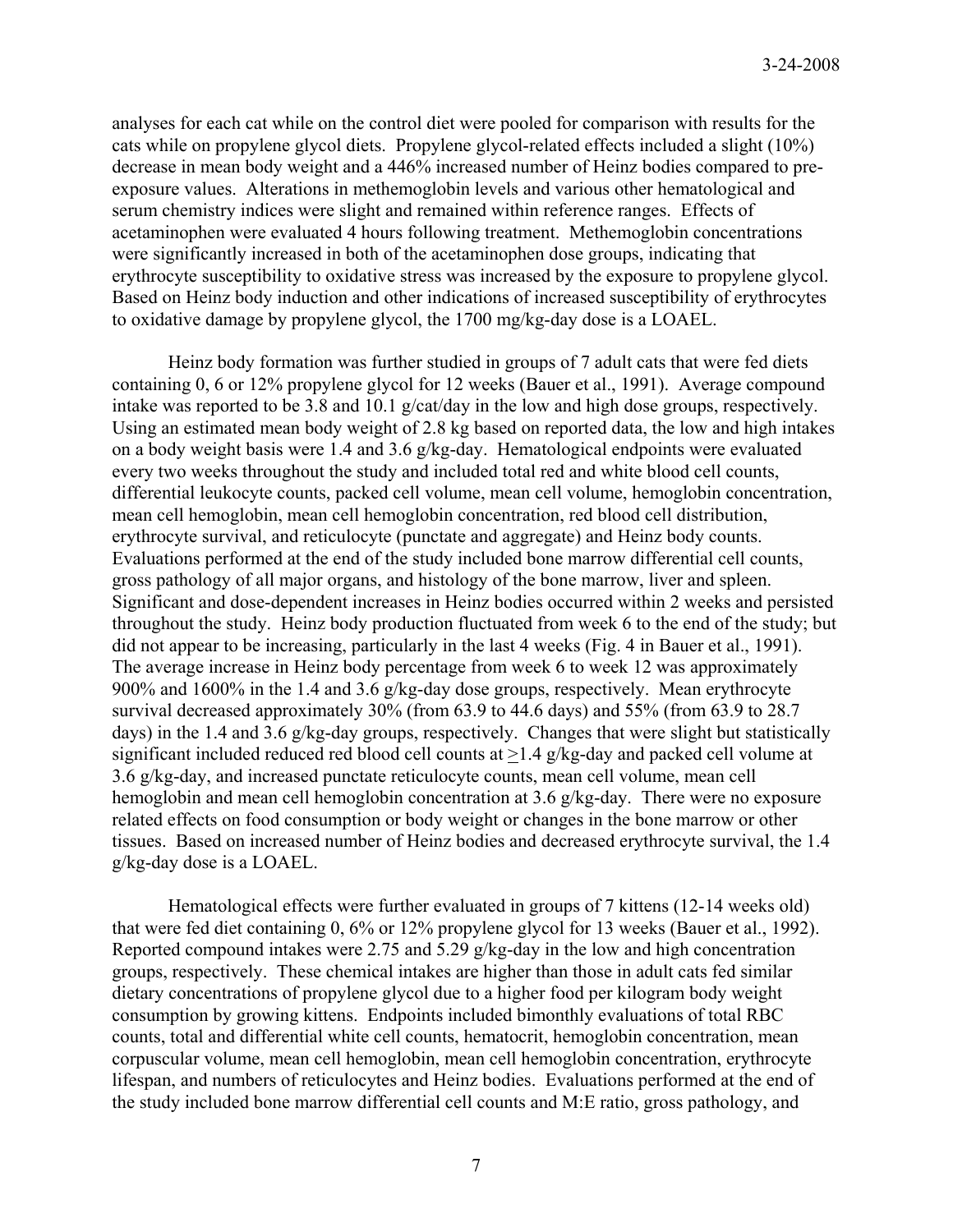analyses for each cat while on the control diet were pooled for comparison with results for the cats while on propylene glycol diets. Propylene glycol-related effects included a slight (10%) decrease in mean body weight and a 446% increased number of Heinz bodies compared to pre-exposure values. Alterations in methemoglobin levels and various other hematological and serum chemistry indices were slight and remained within reference ranges. Effects of acetaminophen were evaluated 4 hours following treatment. Methemoglobin concentrations were significantly increased in both of the acetaminophen dose groups, indicating that erythrocyte susceptibility to oxidative stress was increased by the exposure to propylene glycol. Based on Heinz body induction and other indications of increased susceptibility of erythrocytes to oxidative damage by propylene glycol, the 1700 mg/kg-day dose is a LOAEL.

Heinz body formation was further studied in groups of 7 adult cats that were fed diets containing 0, 6 or 12% propylene glycol for 12 weeks (Bauer et al., 1991). Average compound intake was reported to be 3.8 and 10.1 g/cat/day in the low and high dose groups, respectively. Using an estimated mean body weight of 2.8 kg based on reported data, the low and high intakes on a body weight basis were 1.4 and 3.6 g/kg-day. Hematological endpoints were evaluated every two weeks throughout the study and included total red and white blood cell counts, differential leukocyte counts, packed cell volume, mean cell volume, hemoglobin concentration, mean cell hemoglobin, mean cell hemoglobin concentration, red blood cell distribution, erythrocyte survival, and reticulocyte (punctate and aggregate) and Heinz body counts. Evaluations performed at the end of the study included bone marrow differential cell counts, gross pathology of all major organs, and histology of the bone marrow, liver and spleen. Significant and dose-dependent increases in Heinz bodies occurred within 2 weeks and persisted throughout the study. Heinz body production fluctuated from week 6 to the end of the study; but did not appear to be increasing, particularly in the last 4 weeks (Fig. 4 in Bauer et al., 1991). The average increase in Heinz body percentage from week 6 to week 12 was approximately 900% and 1600% in the 1.4 and 3.6 g/kg-day dose groups, respectively. Mean erythrocyte survival decreased approximately 30% (from 63.9 to 44.6 days) and 55% (from 63.9 to 28.7 days) in the 1.4 and 3.6 g/kg-day groups, respectively. Changes that were slight but statistically significant included reduced red blood cell counts at ≥1.4 g/kg-day and packed cell volume at 3.6 g/kg-day, and increased punctate reticulocyte counts, mean cell volume, mean cell hemoglobin and mean cell hemoglobin concentration at 3.6 g/kg-day. There were no exposure related effects on food consumption or body weight or changes in the bone marrow or other tissues. Based on increased number of Heinz bodies and decreased erythrocyte survival, the 1.4 g/kg-day dose is a LOAEL.

Hematological effects were further evaluated in groups of 7 kittens (12-14 weeks old) that were fed diet containing 0, 6% or 12% propylene glycol for 13 weeks (Bauer et al., 1992). Reported compound intakes were 2.75 and 5.29 g/kg-day in the low and high concentration groups, respectively. These chemical intakes are higher than those in adult cats fed similar dietary concentrations of propylene glycol due to a higher food per kilogram body weight consumption by growing kittens. Endpoints included bimonthly evaluations of total RBC counts, total and differential white cell counts, hematocrit, hemoglobin concentration, mean corpuscular volume, mean cell hemoglobin, mean cell hemoglobin concentration, erythrocyte lifespan, and numbers of reticulocytes and Heinz bodies. Evaluations performed at the end of the study included bone marrow differential cell counts and M:E ratio, gross pathology, and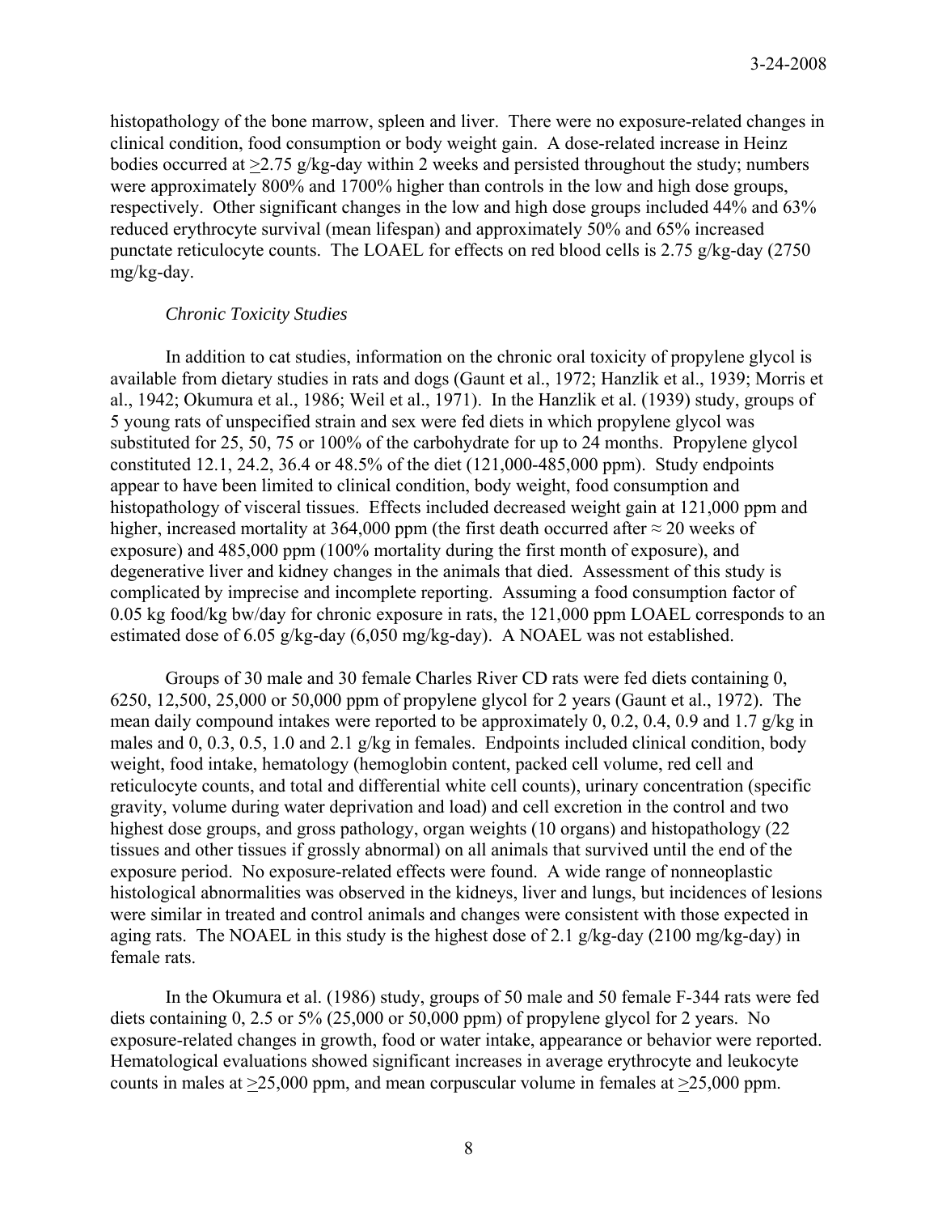histopathology of the bone marrow, spleen and liver. There were no exposure-related changes in clinical condition, food consumption or body weight gain. A dose-related increase in Heinz bodies occurred at $\geq$2.75 g/kg-day within 2 weeks and persisted throughout the study; numbers were approximately 800% and 1700% higher than controls in the low and high dose groups, respectively. Other significant changes in the low and high dose groups included 44% and 63% reduced erythrocyte survival (mean lifespan) and approximately 50% and 65% increased punctate reticulocyte counts. The LOAEL for effects on red blood cells is 2.75 g/kg-day (2750 mg/kg-day.

*Chronic Toxicity Studies*

In addition to cat studies, information on the chronic oral toxicity of propylene glycol is available from dietary studies in rats and dogs (Gaunt et al., 1972; Hanzlik et al., 1939; Morris et al., 1942; Okumura et al., 1986; Weil et al., 1971). In the Hanzlik et al. (1939) study, groups of 5 young rats of unspecified strain and sex were fed diets in which propylene glycol was substituted for 25, 50, 75 or 100% of the carbohydrate for up to 24 months. Propylene glycol constituted 12.1, 24.2, 36.4 or 48.5% of the diet (121,000-485,000 ppm). Study endpoints appear to have been limited to clinical condition, body weight, food consumption and histopathology of visceral tissues. Effects included decreased weight gain at 121,000 ppm and higher, increased mortality at 364,000 ppm (the first death occurred after ≈ 20 weeks of exposure) and 485,000 ppm (100% mortality during the first month of exposure), and degenerative liver and kidney changes in the animals that died. Assessment of this study is complicated by imprecise and incomplete reporting. Assuming a food consumption factor of 0.05 kg food/kg bw/day for chronic exposure in rats, the 121,000 ppm LOAEL corresponds to an estimated dose of 6.05 g/kg-day (6,050 mg/kg-day). A NOAEL was not established.

Groups of 30 male and 30 female Charles River CD rats were fed diets containing 0, 6250, 12,500, 25,000 or 50,000 ppm of propylene glycol for 2 years (Gaunt et al., 1972). The mean daily compound intakes were reported to be approximately 0, 0.2, 0.4, 0.9 and 1.7 g/kg in males and 0, 0.3, 0.5, 1.0 and 2.1 g/kg in females. Endpoints included clinical condition, body weight, food intake, hematology (hemoglobin content, packed cell volume, red cell and reticulocyte counts, and total and differential white cell counts), urinary concentration (specific gravity, volume during water deprivation and load) and cell excretion in the control and two highest dose groups, and gross pathology, organ weights (10 organs) and histopathology (22 tissues and other tissues if grossly abnormal) on all animals that survived until the end of the exposure period. No exposure-related effects were found. A wide range of nonneoplastic histological abnormalities was observed in the kidneys, liver and lungs, but incidences of lesions were similar in treated and control animals and changes were consistent with those expected in aging rats. The NOAEL in this study is the highest dose of 2.1 g/kg-day (2100 mg/kg-day) in female rats.

In the Okumura et al. (1986) study, groups of 50 male and 50 female F-344 rats were fed diets containing 0, 2.5 or 5% (25,000 or 50,000 ppm) of propylene glycol for 2 years. No exposure-related changes in growth, food or water intake, appearance or behavior were reported. Hematological evaluations showed significant increases in average erythrocyte and leukocyte counts in males at $\geq$25,000 ppm, and mean corpuscular volume in females at $\geq$25,000 ppm.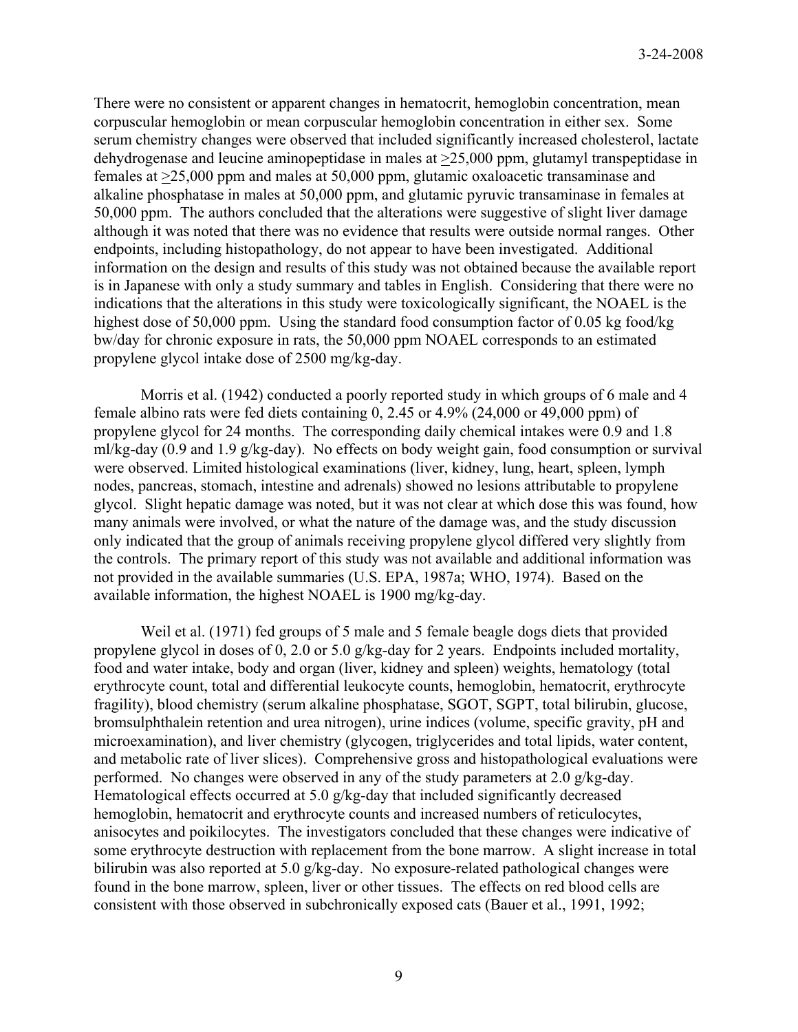There were no consistent or apparent changes in hematocrit, hemoglobin concentration, mean corpuscular hemoglobin or mean corpuscular hemoglobin concentration in either sex. Some serum chemistry changes were observed that included significantly increased cholesterol, lactate dehydrogenase and leucine aminopeptidase in males at $\geq$25,000 ppm, glutamyl transpeptidase in females at $\geq$25,000 ppm and males at 50,000 ppm, glutamic oxaloacetic transaminase and alkaline phosphatase in males at 50,000 ppm, and glutamic pyruvic transaminase in females at 50,000 ppm. The authors concluded that the alterations were suggestive of slight liver damage although it was noted that there was no evidence that results were outside normal ranges. Other endpoints, including histopathology, do not appear to have been investigated. Additional information on the design and results of this study was not obtained because the available report is in Japanese with only a study summary and tables in English. Considering that there were no indications that the alterations in this study were toxicologically significant, the NOAEL is the highest dose of 50,000 ppm. Using the standard food consumption factor of 0.05 kg food/kg bw/day for chronic exposure in rats, the 50,000 ppm NOAEL corresponds to an estimated propylene glycol intake dose of 2500 mg/kg-day.

Morris et al. (1942) conducted a poorly reported study in which groups of 6 male and 4 female albino rats were fed diets containing 0, 2.45 or 4.9% (24,000 or 49,000 ppm) of propylene glycol for 24 months. The corresponding daily chemical intakes were 0.9 and 1.8 ml/kg-day (0.9 and 1.9 g/kg-day). No effects on body weight gain, food consumption or survival were observed. Limited histological examinations (liver, kidney, lung, heart, spleen, lymph nodes, pancreas, stomach, intestine and adrenals) showed no lesions attributable to propylene glycol. Slight hepatic damage was noted, but it was not clear at which dose this was found, how many animals were involved, or what the nature of the damage was, and the study discussion only indicated that the group of animals receiving propylene glycol differed very slightly from the controls. The primary report of this study was not available and additional information was not provided in the available summaries (U.S. EPA, 1987a; WHO, 1974). Based on the available information, the highest NOAEL is 1900 mg/kg-day.

Weil et al. (1971) fed groups of 5 male and 5 female beagle dogs diets that provided propylene glycol in doses of 0, 2.0 or 5.0 g/kg-day for 2 years. Endpoints included mortality, food and water intake, body and organ (liver, kidney and spleen) weights, hematology (total erythrocyte count, total and differential leukocyte counts, hemoglobin, hematocrit, erythrocyte fragility), blood chemistry (serum alkaline phosphatase, SGOT, SGPT, total bilirubin, glucose, bromsulphthalein retention and urea nitrogen), urine indices (volume, specific gravity, pH and microexamination), and liver chemistry (glycogen, triglycerides and total lipids, water content, and metabolic rate of liver slices). Comprehensive gross and histopathological evaluations were performed. No changes were observed in any of the study parameters at 2.0 g/kg-day. Hematological effects occurred at 5.0 g/kg-day that included significantly decreased hemoglobin, hematocrit and erythrocyte counts and increased numbers of reticulocytes, anisocytes and poikilocytes. The investigators concluded that these changes were indicative of some erythrocyte destruction with replacement from the bone marrow. A slight increase in total bilirubin was also reported at 5.0 g/kg-day. No exposure-related pathological changes were found in the bone marrow, spleen, liver or other tissues. The effects on red blood cells are consistent with those observed in subchronically exposed cats (Bauer et al., 1991, 1992;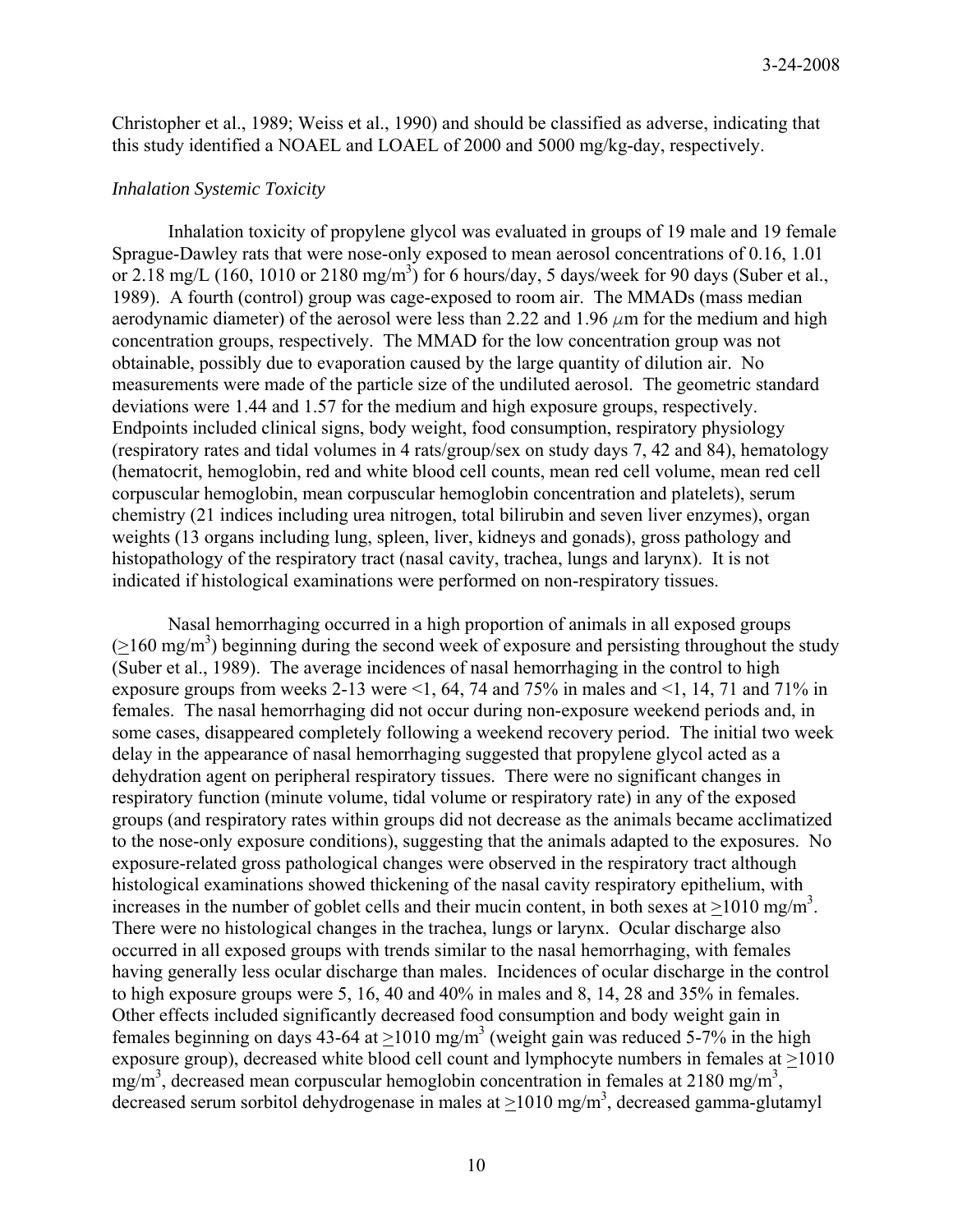Christopher et al., 1989; Weiss et al., 1990) and should be classified as adverse, indicating that this study identified a NOAEL and LOAEL of 2000 and 5000 mg/kg-day, respectively.

### *Inhalation Systemic Toxicity*

Inhalation toxicity of propylene glycol was evaluated in groups of 19 male and 19 female Sprague-Dawley rats that were nose-only exposed to mean aerosol concentrations of 0.16, 1.01 or 2.18 mg/L (160, 1010 or 2180 mg/m$^3$) for 6 hours/day, 5 days/week for 90 days (Suber et al., 1989). A fourth (control) group was cage-exposed to room air. The MMADs (mass median aerodynamic diameter) of the aerosol were less than 2.22 and 1.96 $\mu$m for the medium and high concentration groups, respectively. The MMAD for the low concentration group was not obtainable, possibly due to evaporation caused by the large quantity of dilution air. No measurements were made of the particle size of the undiluted aerosol. The geometric standard deviations were 1.44 and 1.57 for the medium and high exposure groups, respectively. Endpoints included clinical signs, body weight, food consumption, respiratory physiology (respiratory rates and tidal volumes in 4 rats/group/sex on study days 7, 42 and 84), hematology (hematocrit, hemoglobin, red and white blood cell counts, mean red cell volume, mean red cell corpuscular hemoglobin, mean corpuscular hemoglobin concentration and platelets), serum chemistry (21 indices including urea nitrogen, total bilirubin and seven liver enzymes), organ weights (13 organs including lung, spleen, liver, kidneys and gonads), gross pathology and histopathology of the respiratory tract (nasal cavity, trachea, lungs and larynx). It is not indicated if histological examinations were performed on non-respiratory tissues.

Nasal hemorrhaging occurred in a high proportion of animals in all exposed groups ($\geq$160 mg/m$^3$) beginning during the second week of exposure and persisting throughout the study (Suber et al., 1989). The average incidences of nasal hemorrhaging in the control to high exposure groups from weeks 2-13 were <1, 64, 74 and 75% in males and <1, 14, 71 and 71% in females. The nasal hemorrhaging did not occur during non-exposure weekend periods and, in some cases, disappeared completely following a weekend recovery period. The initial two week delay in the appearance of nasal hemorrhaging suggested that propylene glycol acted as a dehydration agent on peripheral respiratory tissues. There were no significant changes in respiratory function (minute volume, tidal volume or respiratory rate) in any of the exposed groups (and respiratory rates within groups did not decrease as the animals became acclimatized to the nose-only exposure conditions), suggesting that the animals adapted to the exposures. No exposure-related gross pathological changes were observed in the respiratory tract although histological examinations showed thickening of the nasal cavity respiratory epithelium, with increases in the number of goblet cells and their mucin content, in both sexes at $\geq$1010 mg/m$^3$. There were no histological changes in the trachea, lungs or larynx. Ocular discharge also occurred in all exposed groups with trends similar to the nasal hemorrhaging, with females having generally less ocular discharge than males. Incidences of ocular discharge in the control to high exposure groups were 5, 16, 40 and 40% in males and 8, 14, 28 and 35% in females. Other effects included significantly decreased food consumption and body weight gain in females beginning on days 43-64 at $\geq$1010 mg/m$^3$ (weight gain was reduced 5-7% in the high exposure group), decreased white blood cell count and lymphocyte numbers in females at $\geq$1010 mg/m$^3$, decreased mean corpuscular hemoglobin concentration in females at 2180 mg/m$^3$, decreased serum sorbitol dehydrogenase in males at $\geq$1010 mg/m$^3$, decreased gamma-glutamyl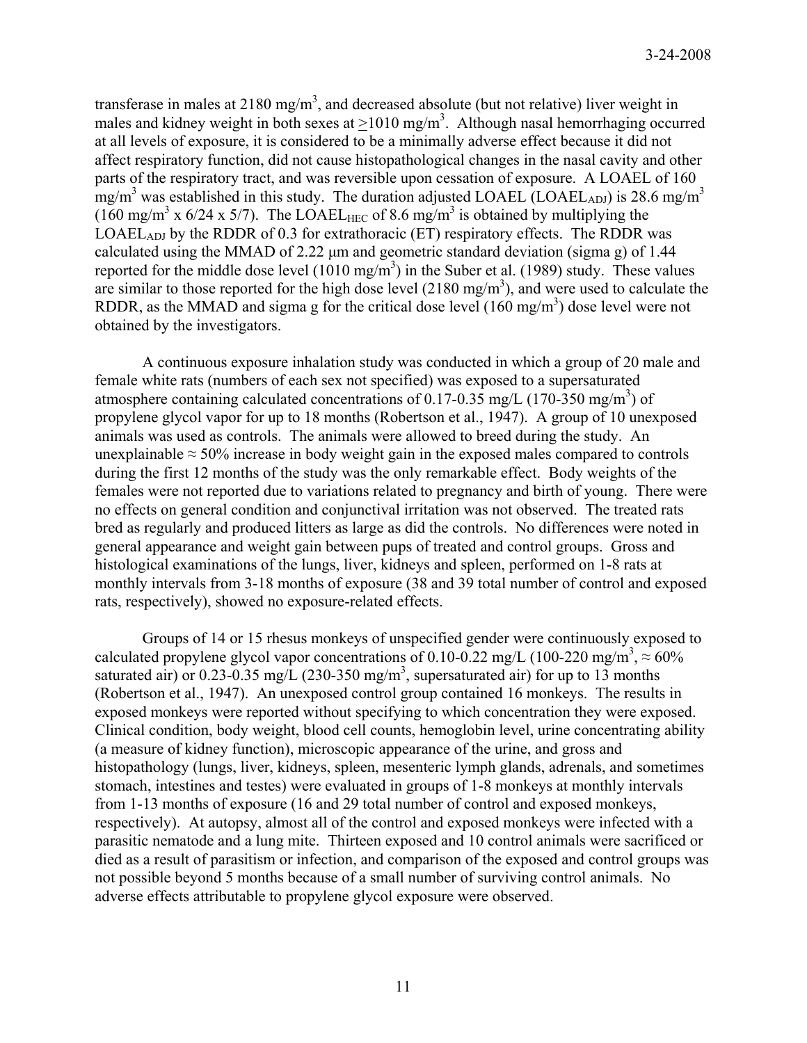transferase in males at 2180 $mg/m^3$, and decreased absolute (but not relative) liver weight in males and kidney weight in both sexes at $\geq$1010 $mg/m^3$. Although nasal hemorrhaging occurred at all levels of exposure, it is considered to be a minimally adverse effect because it did not affect respiratory function, did not cause histopathological changes in the nasal cavity and other parts of the respiratory tract, and was reversible upon cessation of exposure. A LOAEL of 160 $mg/m^3$ was established in this study. The duration adjusted LOAEL ($LOAEL_{ADJ}$) is 28.6 $mg/m^3$ (160 $mg/m^3$ x 6/24 x 5/7). The $LOAEL_{HEC}$ of 8.6 $mg/m^3$ is obtained by multiplying the $LOAEL_{ADJ}$ by the RDDR of 0.3 for extrathoracic (ET) respiratory effects. The RDDR was calculated using the MMAD of 2.22 µm and geometric standard deviation (sigma g) of 1.44 reported for the middle dose level (1010 $mg/m^3$) in the Suber et al. (1989) study. These values are similar to those reported for the high dose level (2180 $mg/m^3$), and were used to calculate the RDDR, as the MMAD and sigma g for the critical dose level (160 $mg/m^3$) dose level were not obtained by the investigators.

A continuous exposure inhalation study was conducted in which a group of 20 male and female white rats (numbers of each sex not specified) was exposed to a supersaturated atmosphere containing calculated concentrations of 0.17-0.35 mg/L (170-350 $mg/m^3$) of propylene glycol vapor for up to 18 months (Robertson et al., 1947). A group of 10 unexposed animals was used as controls. The animals were allowed to breed during the study. An unexplainable ≈ 50% increase in body weight gain in the exposed males compared to controls during the first 12 months of the study was the only remarkable effect. Body weights of the females were not reported due to variations related to pregnancy and birth of young. There were no effects on general condition and conjunctival irritation was not observed. The treated rats bred as regularly and produced litters as large as did the controls. No differences were noted in general appearance and weight gain between pups of treated and control groups. Gross and histological examinations of the lungs, liver, kidneys and spleen, performed on 1-8 rats at monthly intervals from 3-18 months of exposure (38 and 39 total number of control and exposed rats, respectively), showed no exposure-related effects.

Groups of 14 or 15 rhesus monkeys of unspecified gender were continuously exposed to calculated propylene glycol vapor concentrations of 0.10-0.22 mg/L (100-220 $mg/m^3$, ≈ 60% saturated air) or 0.23-0.35 mg/L (230-350 $mg/m^3$, supersaturated air) for up to 13 months (Robertson et al., 1947). An unexposed control group contained 16 monkeys. The results in exposed monkeys were reported without specifying to which concentration they were exposed. Clinical condition, body weight, blood cell counts, hemoglobin level, urine concentrating ability (a measure of kidney function), microscopic appearance of the urine, and gross and histopathology (lungs, liver, kidneys, spleen, mesenteric lymph glands, adrenals, and sometimes stomach, intestines and testes) were evaluated in groups of 1-8 monkeys at monthly intervals from 1-13 months of exposure (16 and 29 total number of control and exposed monkeys, respectively). At autopsy, almost all of the control and exposed monkeys were infected with a parasitic nematode and a lung mite. Thirteen exposed and 10 control animals were sacrificed or died as a result of parasitism or infection, and comparison of the exposed and control groups was not possible beyond 5 months because of a small number of surviving control animals. No adverse effects attributable to propylene glycol exposure were observed.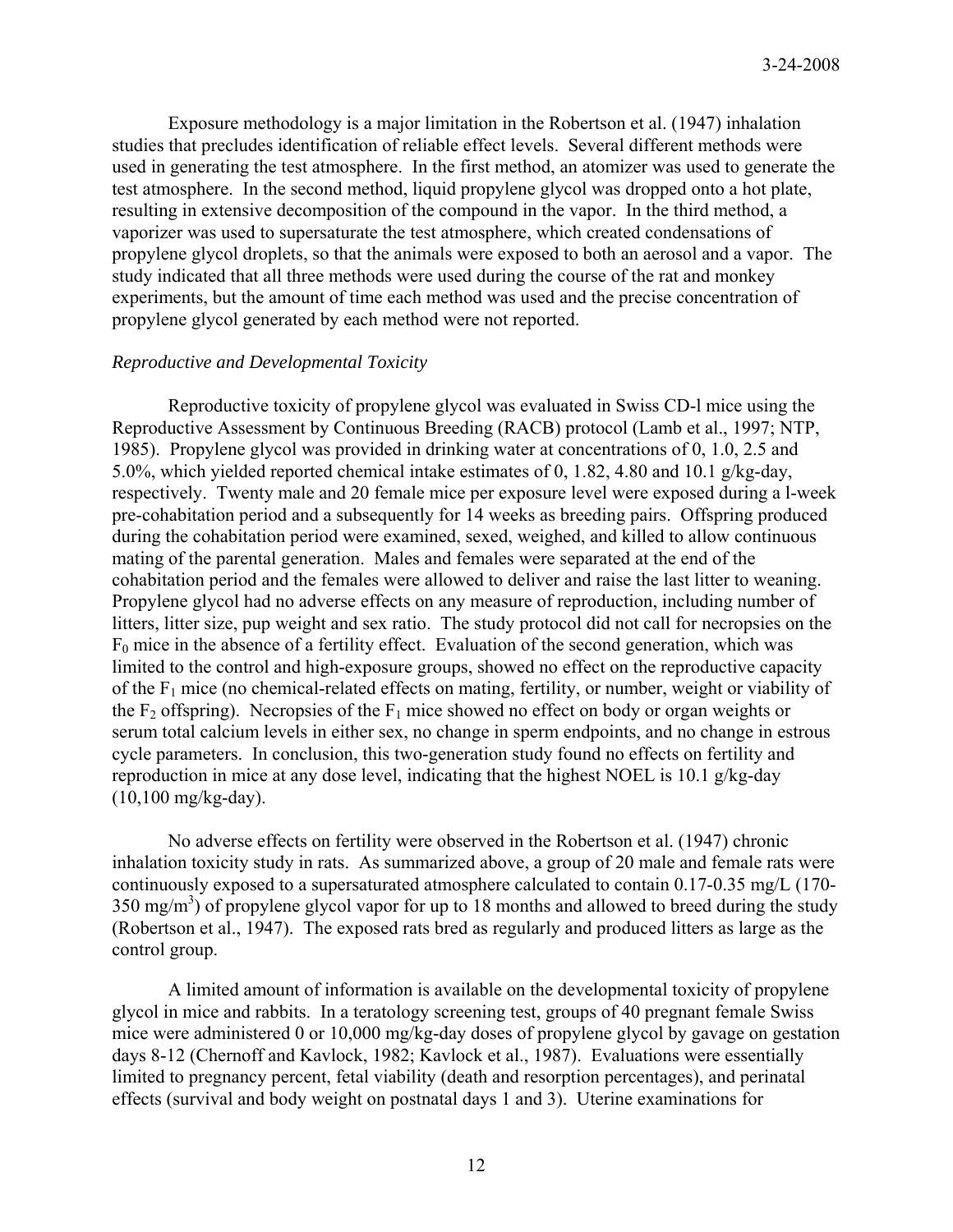Exposure methodology is a major limitation in the Robertson et al. (1947) inhalation studies that precludes identification of reliable effect levels. Several different methods were used in generating the test atmosphere. In the first method, an atomizer was used to generate the test atmosphere. In the second method, liquid propylene glycol was dropped onto a hot plate, resulting in extensive decomposition of the compound in the vapor. In the third method, a vaporizer was used to supersaturate the test atmosphere, which created condensations of propylene glycol droplets, so that the animals were exposed to both an aerosol and a vapor. The study indicated that all three methods were used during the course of the rat and monkey experiments, but the amount of time each method was used and the precise concentration of propylene glycol generated by each method were not reported.

*Reproductive and Developmental Toxicity*

Reproductive toxicity of propylene glycol was evaluated in Swiss CD-l mice using the Reproductive Assessment by Continuous Breeding (RACB) protocol (Lamb et al., 1997; NTP, 1985). Propylene glycol was provided in drinking water at concentrations of 0, 1.0, 2.5 and 5.0%, which yielded reported chemical intake estimates of 0, 1.82, 4.80 and 10.1 g/kg-day, respectively. Twenty male and 20 female mice per exposure level were exposed during a l-week pre-cohabitation period and a subsequently for 14 weeks as breeding pairs. Offspring produced during the cohabitation period were examined, sexed, weighed, and killed to allow continuous mating of the parental generation. Males and females were separated at the end of the cohabitation period and the females were allowed to deliver and raise the last litter to weaning. Propylene glycol had no adverse effects on any measure of reproduction, including number of litters, litter size, pup weight and sex ratio. The study protocol did not call for necropsies on the $F_0$ mice in the absence of a fertility effect. Evaluation of the second generation, which was limited to the control and high-exposure groups, showed no effect on the reproductive capacity of the $F_1$ mice (no chemical-related effects on mating, fertility, or number, weight or viability of the $F_2$ offspring). Necropsies of the $F_1$ mice showed no effect on body or organ weights or serum total calcium levels in either sex, no change in sperm endpoints, and no change in estrous cycle parameters. In conclusion, this two-generation study found no effects on fertility and reproduction in mice at any dose level, indicating that the highest NOEL is 10.1 g/kg-day (10,100 mg/kg-day).

No adverse effects on fertility were observed in the Robertson et al. (1947) chronic inhalation toxicity study in rats. As summarized above, a group of 20 male and female rats were continuously exposed to a supersaturated atmosphere calculated to contain 0.17-0.35 mg/L (170-350 mg/m$^3$) of propylene glycol vapor for up to 18 months and allowed to breed during the study (Robertson et al., 1947). The exposed rats bred as regularly and produced litters as large as the control group.

A limited amount of information is available on the developmental toxicity of propylene glycol in mice and rabbits. In a teratology screening test, groups of 40 pregnant female Swiss mice were administered 0 or 10,000 mg/kg-day doses of propylene glycol by gavage on gestation days 8-12 (Chernoff and Kavlock, 1982; Kavlock et al., 1987). Evaluations were essentially limited to pregnancy percent, fetal viability (death and resorption percentages), and perinatal effects (survival and body weight on postnatal days 1 and 3). Uterine examinations for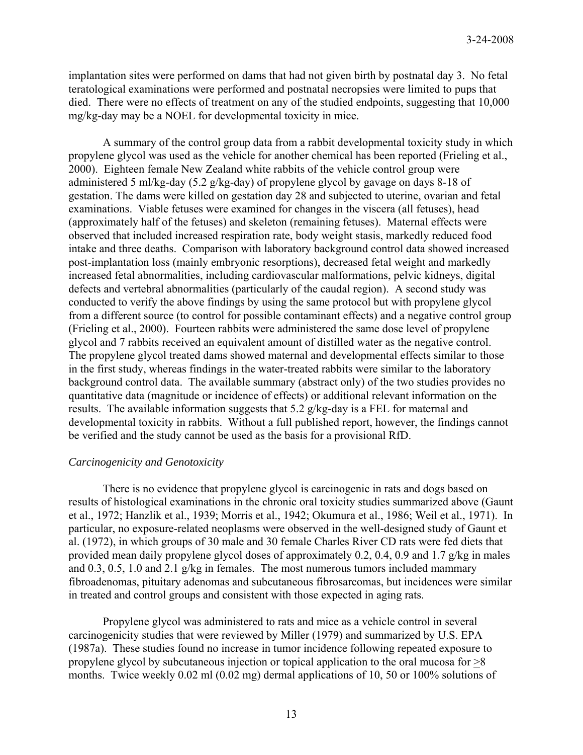implantation sites were performed on dams that had not given birth by postnatal day 3. No fetal teratological examinations were performed and postnatal necropsies were limited to pups that died. There were no effects of treatment on any of the studied endpoints, suggesting that 10,000 mg/kg-day may be a NOEL for developmental toxicity in mice.

A summary of the control group data from a rabbit developmental toxicity study in which propylene glycol was used as the vehicle for another chemical has been reported (Frieling et al., 2000). Eighteen female New Zealand white rabbits of the vehicle control group were administered 5 ml/kg-day (5.2 g/kg-day) of propylene glycol by gavage on days 8-18 of gestation. The dams were killed on gestation day 28 and subjected to uterine, ovarian and fetal examinations. Viable fetuses were examined for changes in the viscera (all fetuses), head (approximately half of the fetuses) and skeleton (remaining fetuses). Maternal effects were observed that included increased respiration rate, body weight stasis, markedly reduced food intake and three deaths. Comparison with laboratory background control data showed increased post-implantation loss (mainly embryonic resorptions), decreased fetal weight and markedly increased fetal abnormalities, including cardiovascular malformations, pelvic kidneys, digital defects and vertebral abnormalities (particularly of the caudal region). A second study was conducted to verify the above findings by using the same protocol but with propylene glycol from a different source (to control for possible contaminant effects) and a negative control group (Frieling et al., 2000). Fourteen rabbits were administered the same dose level of propylene glycol and 7 rabbits received an equivalent amount of distilled water as the negative control. The propylene glycol treated dams showed maternal and developmental effects similar to those in the first study, whereas findings in the water-treated rabbits were similar to the laboratory background control data. The available summary (abstract only) of the two studies provides no quantitative data (magnitude or incidence of effects) or additional relevant information on the results. The available information suggests that 5.2 g/kg-day is a FEL for maternal and developmental toxicity in rabbits. Without a full published report, however, the findings cannot be verified and the study cannot be used as the basis for a provisional RfD.

*Carcinogenicity and Genotoxicity*

There is no evidence that propylene glycol is carcinogenic in rats and dogs based on results of histological examinations in the chronic oral toxicity studies summarized above (Gaunt et al., 1972; Hanzlik et al., 1939; Morris et al., 1942; Okumura et al., 1986; Weil et al., 1971). In particular, no exposure-related neoplasms were observed in the well-designed study of Gaunt et al. (1972), in which groups of 30 male and 30 female Charles River CD rats were fed diets that provided mean daily propylene glycol doses of approximately 0.2, 0.4, 0.9 and 1.7 g/kg in males and 0.3, 0.5, 1.0 and 2.1 g/kg in females. The most numerous tumors included mammary fibroadenomas, pituitary adenomas and subcutaneous fibrosarcomas, but incidences were similar in treated and control groups and consistent with those expected in aging rats.

Propylene glycol was administered to rats and mice as a vehicle control in several carcinogenicity studies that were reviewed by Miller (1979) and summarized by U.S. EPA (1987a). These studies found no increase in tumor incidence following repeated exposure to propylene glycol by subcutaneous injection or topical application to the oral mucosa for ≥8 months. Twice weekly 0.02 ml (0.02 mg) dermal applications of 10, 50 or 100% solutions of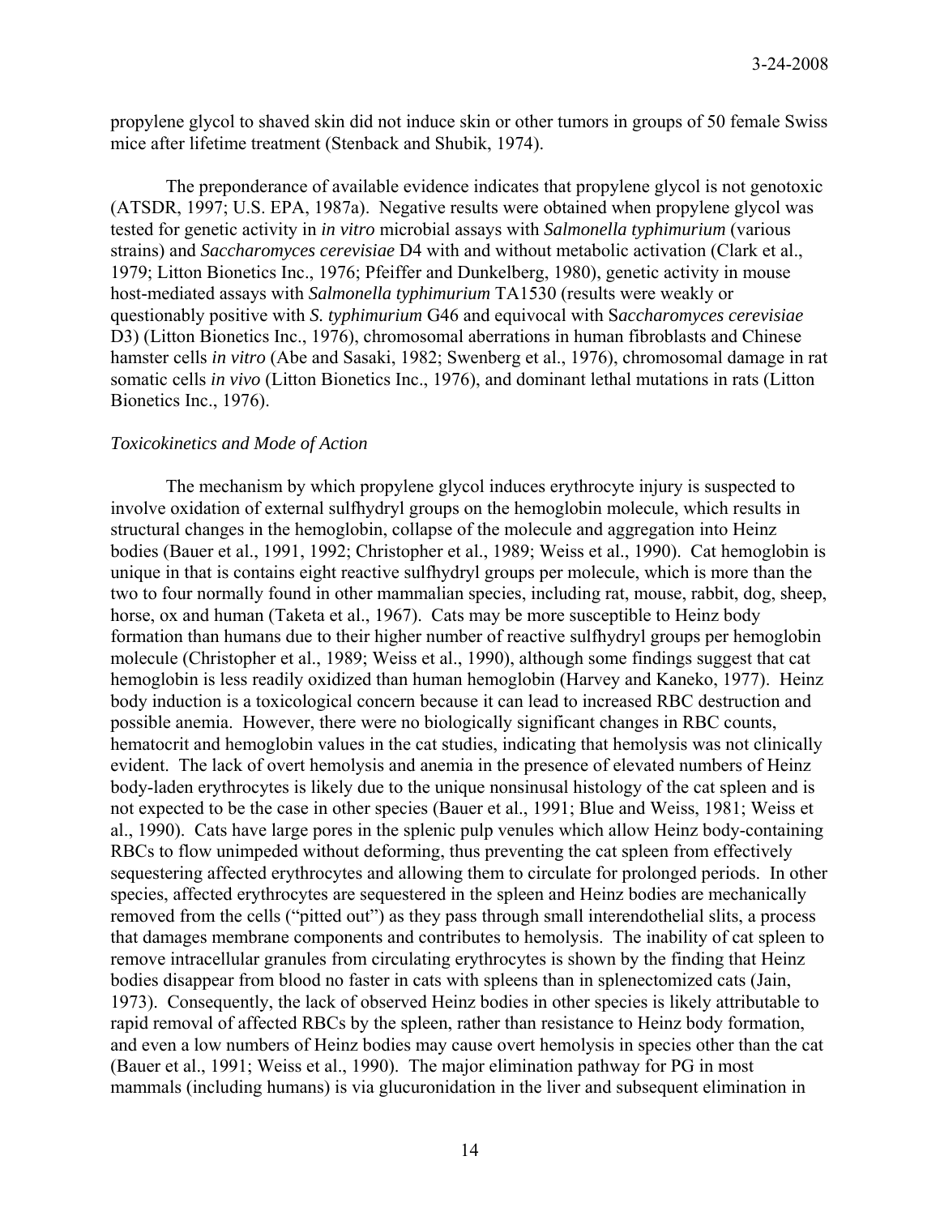propylene glycol to shaved skin did not induce skin or other tumors in groups of 50 female Swiss mice after lifetime treatment (Stenback and Shubik, 1974).

The preponderance of available evidence indicates that propylene glycol is not genotoxic (ATSDR, 1997; U.S. EPA, 1987a). Negative results were obtained when propylene glycol was tested for genetic activity in *in vitro* microbial assays with *Salmonella typhimurium* (various strains) and *Saccharomyces cerevisiae* D4 with and without metabolic activation (Clark et al., 1979; Litton Bionetics Inc., 1976; Pfeiffer and Dunkelberg, 1980), genetic activity in mouse host-mediated assays with *Salmonella typhimurium* TA1530 (results were weakly or questionably positive with *S. typhimurium* G46 and equivocal with S*accharomyces cerevisiae* D3) (Litton Bionetics Inc., 1976), chromosomal aberrations in human fibroblasts and Chinese hamster cells *in vitro* (Abe and Sasaki, 1982; Swenberg et al., 1976), chromosomal damage in rat somatic cells *in vivo* (Litton Bionetics Inc., 1976), and dominant lethal mutations in rats (Litton Bionetics Inc., 1976).

*Toxicokinetics and Mode of Action*

The mechanism by which propylene glycol induces erythrocyte injury is suspected to involve oxidation of external sulfhydryl groups on the hemoglobin molecule, which results in structural changes in the hemoglobin, collapse of the molecule and aggregation into Heinz bodies (Bauer et al., 1991, 1992; Christopher et al., 1989; Weiss et al., 1990). Cat hemoglobin is unique in that is contains eight reactive sulfhydryl groups per molecule, which is more than the two to four normally found in other mammalian species, including rat, mouse, rabbit, dog, sheep, horse, ox and human (Taketa et al., 1967). Cats may be more susceptible to Heinz body formation than humans due to their higher number of reactive sulfhydryl groups per hemoglobin molecule (Christopher et al., 1989; Weiss et al., 1990), although some findings suggest that cat hemoglobin is less readily oxidized than human hemoglobin (Harvey and Kaneko, 1977). Heinz body induction is a toxicological concern because it can lead to increased RBC destruction and possible anemia. However, there were no biologically significant changes in RBC counts, hematocrit and hemoglobin values in the cat studies, indicating that hemolysis was not clinically evident. The lack of overt hemolysis and anemia in the presence of elevated numbers of Heinz body-laden erythrocytes is likely due to the unique nonsinusal histology of the cat spleen and is not expected to be the case in other species (Bauer et al., 1991; Blue and Weiss, 1981; Weiss et al., 1990). Cats have large pores in the splenic pulp venules which allow Heinz body-containing RBCs to flow unimpeded without deforming, thus preventing the cat spleen from effectively sequestering affected erythrocytes and allowing them to circulate for prolonged periods. In other species, affected erythrocytes are sequestered in the spleen and Heinz bodies are mechanically removed from the cells ("pitted out") as they pass through small interendothelial slits, a process that damages membrane components and contributes to hemolysis. The inability of cat spleen to remove intracellular granules from circulating erythrocytes is shown by the finding that Heinz bodies disappear from blood no faster in cats with spleens than in splenectomized cats (Jain, 1973). Consequently, the lack of observed Heinz bodies in other species is likely attributable to rapid removal of affected RBCs by the spleen, rather than resistance to Heinz body formation, and even a low numbers of Heinz bodies may cause overt hemolysis in species other than the cat (Bauer et al., 1991; Weiss et al., 1990). The major elimination pathway for PG in most mammals (including humans) is via glucuronidation in the liver and subsequent elimination in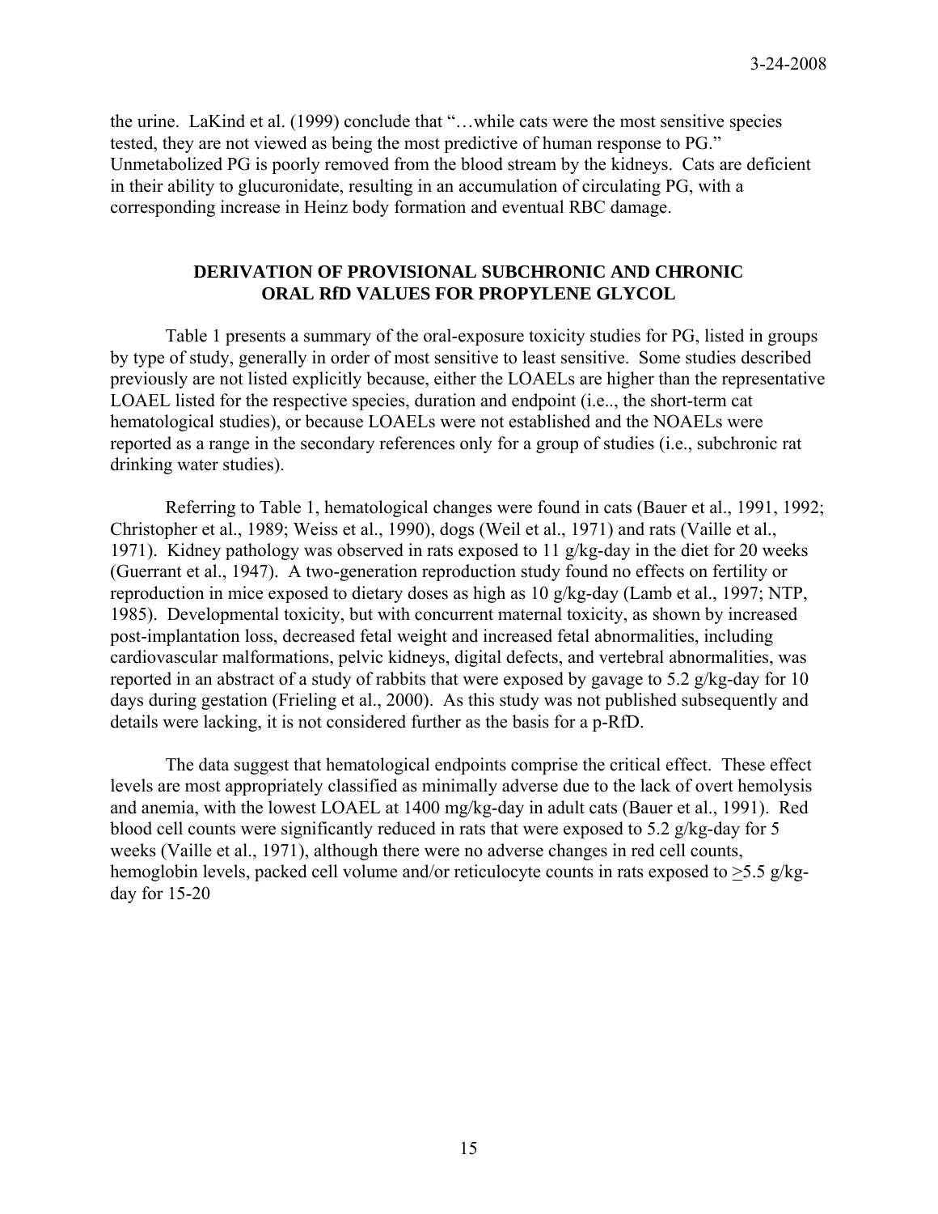the urine. LaKind et al. (1999) conclude that "…while cats were the most sensitive species tested, they are not viewed as being the most predictive of human response to PG." Unmetabolized PG is poorly removed from the blood stream by the kidneys. Cats are deficient in their ability to glucuronidate, resulting in an accumulation of circulating PG, with a corresponding increase in Heinz body formation and eventual RBC damage.

## DERIVATION OF PROVISIONAL SUBCHRONIC AND CHRONIC ORAL RfD VALUES FOR PROPYLENE GLYCOL

Table 1 presents a summary of the oral-exposure toxicity studies for PG, listed in groups by type of study, generally in order of most sensitive to least sensitive. Some studies described previously are not listed explicitly because, either the LOAELs are higher than the representative LOAEL listed for the respective species, duration and endpoint (i.e.., the short-term cat hematological studies), or because LOAELs were not established and the NOAELs were reported as a range in the secondary references only for a group of studies (i.e., subchronic rat drinking water studies).

Referring to Table 1, hematological changes were found in cats (Bauer et al., 1991, 1992; Christopher et al., 1989; Weiss et al., 1990), dogs (Weil et al., 1971) and rats (Vaille et al., 1971). Kidney pathology was observed in rats exposed to 11 g/kg-day in the diet for 20 weeks (Guerrant et al., 1947). A two-generation reproduction study found no effects on fertility or reproduction in mice exposed to dietary doses as high as 10 g/kg-day (Lamb et al., 1997; NTP, 1985). Developmental toxicity, but with concurrent maternal toxicity, as shown by increased post-implantation loss, decreased fetal weight and increased fetal abnormalities, including cardiovascular malformations, pelvic kidneys, digital defects, and vertebral abnormalities, was reported in an abstract of a study of rabbits that were exposed by gavage to 5.2 g/kg-day for 10 days during gestation (Frieling et al., 2000). As this study was not published subsequently and details were lacking, it is not considered further as the basis for a p-RfD.

The data suggest that hematological endpoints comprise the critical effect. These effect levels are most appropriately classified as minimally adverse due to the lack of overt hemolysis and anemia, with the lowest LOAEL at 1400 mg/kg-day in adult cats (Bauer et al., 1991). Red blood cell counts were significantly reduced in rats that were exposed to 5.2 g/kg-day for 5 weeks (Vaille et al., 1971), although there were no adverse changes in red cell counts, hemoglobin levels, packed cell volume and/or reticulocyte counts in rats exposed to $\geq$5.5 g/kg-day for 15-20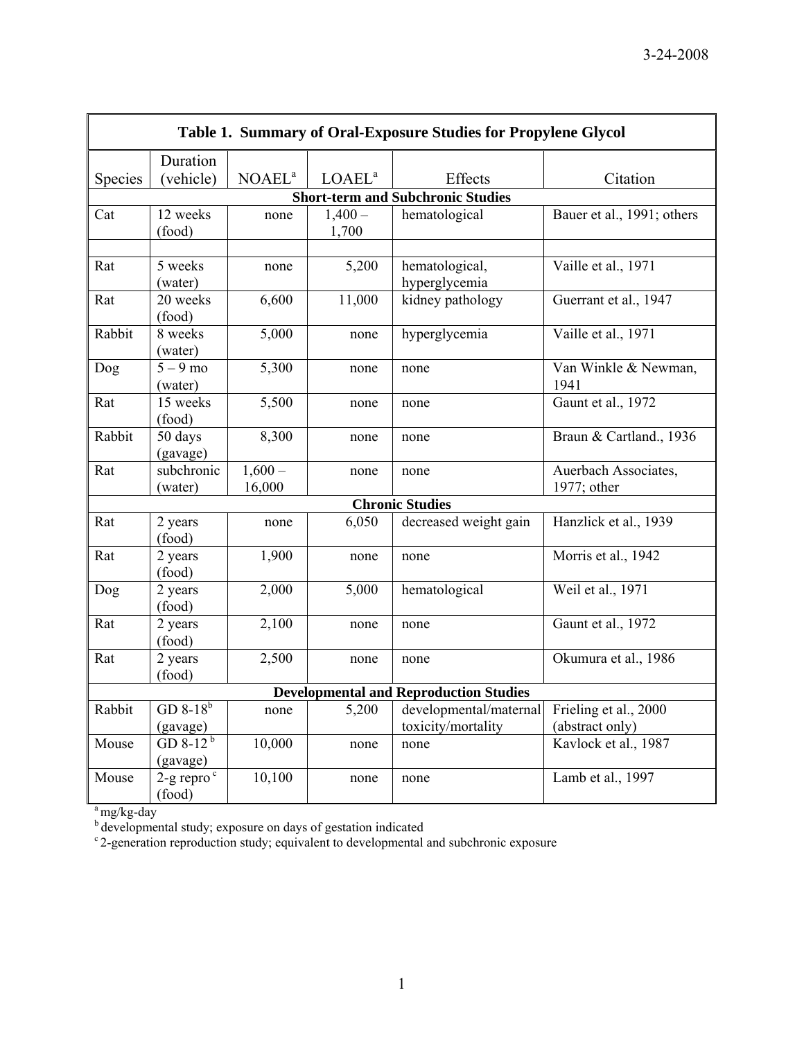| Table 1. Summary of Oral-Exposure Studies for Propylene Glycol | | | | | |
|---|---|---|---|---|---|
| Species | Duration (vehicle) | NOAEL[a] | LOAEL[a] | Effects | Citation |
| **Short-term and Subchronic Studies** | | | | | |
| Cat | 12 weeks (food) | none | 1,400 – 1,700 | hematological | Bauer et al., 1991; others |
| | | | | | |
| Rat | 5 weeks (water) | none | 5,200 | hematological, hyperglycemia | Vaille et al., 1971 |
| Rat | 20 weeks (food) | 6,600 | 11,000 | kidney pathology | Guerrant et al., 1947 |
| Rabbit | 8 weeks (water) | 5,000 | none | hyperglycemia | Vaille et al., 1971 |
| Dog | 5 – 9 mo (water) | 5,300 | none | none | Van Winkle & Newman, 1941 |
| Rat | 15 weeks (food) | 5,500 | none | none | Gaunt et al., 1972 |
| Rabbit | 50 days (gavage) | 8,300 | none | none | Braun & Cartland., 1936 |
| Rat | subchronic (water) | 1,600 – 16,000 | none | none | Auerbach Associates, 1977; other |
| **Chronic Studies** | | | | | |
| Rat | 2 years (food) | none | 6,050 | decreased weight gain | Hanzlick et al., 1939 |
| Rat | 2 years (food) | 1,900 | none | none | Morris et al., 1942 |
| Dog | 2 years (food) | 2,000 | 5,000 | hematological | Weil et al., 1971 |
| Rat | 2 years (food) | 2,100 | none | none | Gaunt et al., 1972 |
| Rat | 2 years (food) | 2,500 | none | none | Okumura et al., 1986 |
| **Developmental and Reproduction Studies** | | | | | |
| Rabbit | GD 8-18[b] (gavage) | none | 5,200 | developmental/maternal toxicity/mortality | Frieling et al., 2000 (abstract only) |
| Mouse | GD 8-12[b] (gavage) | 10,000 | none | none | Kavlock et al., 1987 |
| Mouse | 2-g repro[c] (food) | 10,100 | none | none | Lamb et al., 1997 |

[a] mg/kg-day
[b] developmental study; exposure on days of gestation indicated
[c] 2-generation reproduction study; equivalent to developmental and subchronic exposure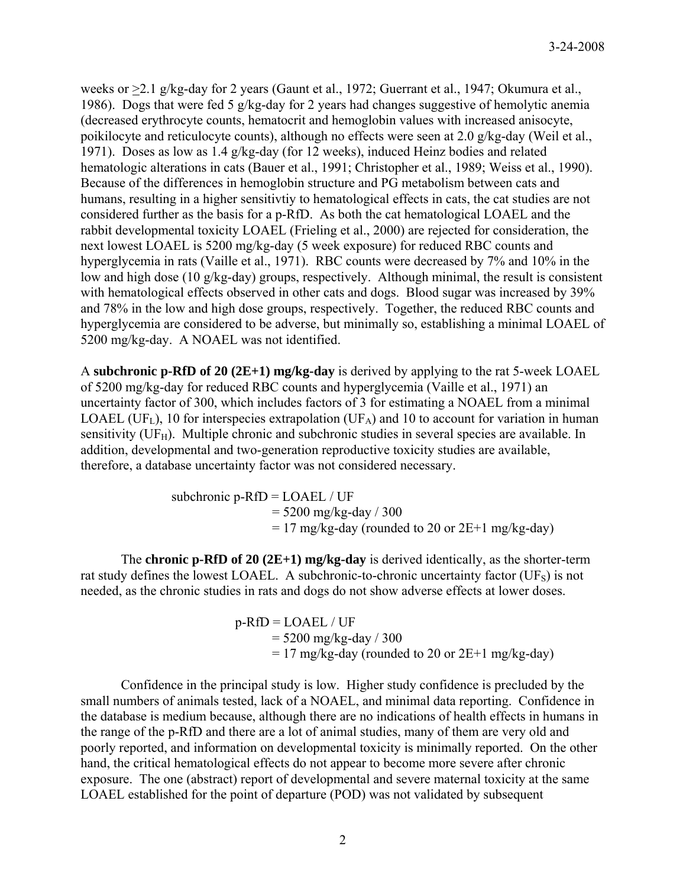weeks or ≥2.1 g/kg-day for 2 years (Gaunt et al., 1972; Guerrant et al., 1947; Okumura et al., 1986). Dogs that were fed 5 g/kg-day for 2 years had changes suggestive of hemolytic anemia (decreased erythrocyte counts, hematocrit and hemoglobin values with increased anisocyte, poikilocyte and reticulocyte counts), although no effects were seen at 2.0 g/kg-day (Weil et al., 1971). Doses as low as 1.4 g/kg-day (for 12 weeks), induced Heinz bodies and related hematologic alterations in cats (Bauer et al., 1991; Christopher et al., 1989; Weiss et al., 1990). Because of the differences in hemoglobin structure and PG metabolism between cats and humans, resulting in a higher sensitivtiy to hematological effects in cats, the cat studies are not considered further as the basis for a p-RfD. As both the cat hematological LOAEL and the rabbit developmental toxicity LOAEL (Frieling et al., 2000) are rejected for consideration, the next lowest LOAEL is 5200 mg/kg-day (5 week exposure) for reduced RBC counts and hyperglycemia in rats (Vaille et al., 1971). RBC counts were decreased by 7% and 10% in the low and high dose (10 g/kg-day) groups, respectively. Although minimal, the result is consistent with hematological effects observed in other cats and dogs. Blood sugar was increased by 39% and 78% in the low and high dose groups, respectively. Together, the reduced RBC counts and hyperglycemia are considered to be adverse, but minimally so, establishing a minimal LOAEL of 5200 mg/kg-day. A NOAEL was not identified.

A **subchronic p-RfD of 20 (2E+1) mg/kg-day** is derived by applying to the rat 5-week LOAEL of 5200 mg/kg-day for reduced RBC counts and hyperglycemia (Vaille et al., 1971) an uncertainty factor of 300, which includes factors of 3 for estimating a NOAEL from a minimal LOAEL ($UF_L$), 10 for interspecies extrapolation ($UF_A$) and 10 to account for variation in human sensitivity ($UF_H$). Multiple chronic and subchronic studies in several species are available. In addition, developmental and two-generation reproductive toxicity studies are available, therefore, a database uncertainty factor was not considered necessary.

subchronic p-RfD = LOAEL / UF
= 5200 mg/kg-day / 300
= 17 mg/kg-day (rounded to 20 or 2E+1 mg/kg-day)

The **chronic p-RfD of 20 (2E+1) mg/kg-day** is derived identically, as the shorter-term rat study defines the lowest LOAEL. A subchronic-to-chronic uncertainty factor ($UF_S$) is not needed, as the chronic studies in rats and dogs do not show adverse effects at lower doses.

p-RfD = LOAEL / UF
= 5200 mg/kg-day / 300
= 17 mg/kg-day (rounded to 20 or 2E+1 mg/kg-day)

Confidence in the principal study is low. Higher study confidence is precluded by the small numbers of animals tested, lack of a NOAEL, and minimal data reporting. Confidence in the database is medium because, although there are no indications of health effects in humans in the range of the p-RfD and there are a lot of animal studies, many of them are very old and poorly reported, and information on developmental toxicity is minimally reported. On the other hand, the critical hematological effects do not appear to become more severe after chronic exposure. The one (abstract) report of developmental and severe maternal toxicity at the same LOAEL established for the point of departure (POD) was not validated by subsequent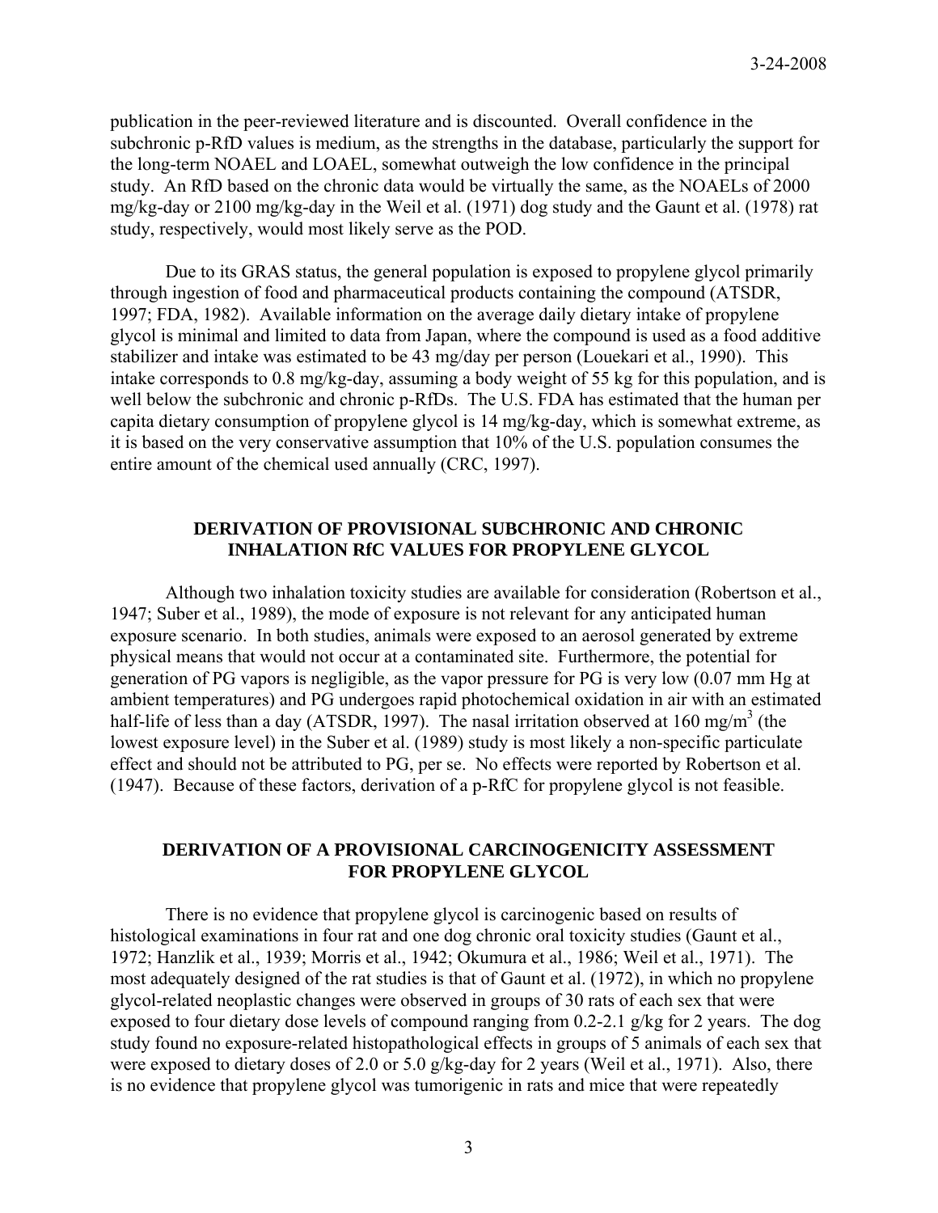publication in the peer-reviewed literature and is discounted. Overall confidence in the subchronic p-RfD values is medium, as the strengths in the database, particularly the support for the long-term NOAEL and LOAEL, somewhat outweigh the low confidence in the principal study. An RfD based on the chronic data would be virtually the same, as the NOAELs of 2000 mg/kg-day or 2100 mg/kg-day in the Weil et al. (1971) dog study and the Gaunt et al. (1978) rat study, respectively, would most likely serve as the POD.

Due to its GRAS status, the general population is exposed to propylene glycol primarily through ingestion of food and pharmaceutical products containing the compound (ATSDR, 1997; FDA, 1982). Available information on the average daily dietary intake of propylene glycol is minimal and limited to data from Japan, where the compound is used as a food additive stabilizer and intake was estimated to be 43 mg/day per person (Louekari et al., 1990). This intake corresponds to 0.8 mg/kg-day, assuming a body weight of 55 kg for this population, and is well below the subchronic and chronic p-RfDs. The U.S. FDA has estimated that the human per capita dietary consumption of propylene glycol is 14 mg/kg-day, which is somewhat extreme, as it is based on the very conservative assumption that 10% of the U.S. population consumes the entire amount of the chemical used annually (CRC, 1997).

## DERIVATION OF PROVISIONAL SUBCHRONIC AND CHRONIC INHALATION RfC VALUES FOR PROPYLENE GLYCOL

Although two inhalation toxicity studies are available for consideration (Robertson et al., 1947; Suber et al., 1989), the mode of exposure is not relevant for any anticipated human exposure scenario. In both studies, animals were exposed to an aerosol generated by extreme physical means that would not occur at a contaminated site. Furthermore, the potential for generation of PG vapors is negligible, as the vapor pressure for PG is very low (0.07 mm Hg at ambient temperatures) and PG undergoes rapid photochemical oxidation in air with an estimated half-life of less than a day (ATSDR, 1997). The nasal irritation observed at 160 mg/m$^3$ (the lowest exposure level) in the Suber et al. (1989) study is most likely a non-specific particulate effect and should not be attributed to PG, per se. No effects were reported by Robertson et al. (1947). Because of these factors, derivation of a p-RfC for propylene glycol is not feasible.

## DERIVATION OF A PROVISIONAL CARCINOGENICITY ASSESSMENT FOR PROPYLENE GLYCOL

There is no evidence that propylene glycol is carcinogenic based on results of histological examinations in four rat and one dog chronic oral toxicity studies (Gaunt et al., 1972; Hanzlik et al., 1939; Morris et al., 1942; Okumura et al., 1986; Weil et al., 1971). The most adequately designed of the rat studies is that of Gaunt et al. (1972), in which no propylene glycol-related neoplastic changes were observed in groups of 30 rats of each sex that were exposed to four dietary dose levels of compound ranging from 0.2-2.1 g/kg for 2 years. The dog study found no exposure-related histopathological effects in groups of 5 animals of each sex that were exposed to dietary doses of 2.0 or 5.0 g/kg-day for 2 years (Weil et al., 1971). Also, there is no evidence that propylene glycol was tumorigenic in rats and mice that were repeatedly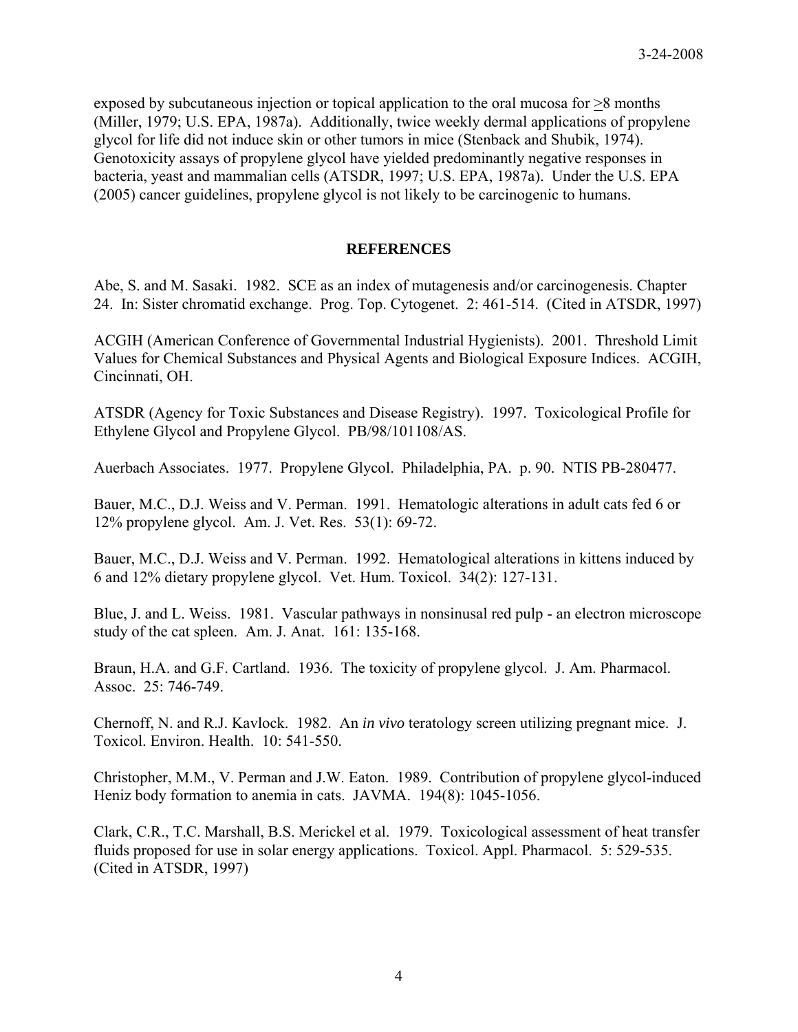exposed by subcutaneous injection or topical application to the oral mucosa for ≥8 months (Miller, 1979; U.S. EPA, 1987a). Additionally, twice weekly dermal applications of propylene glycol for life did not induce skin or other tumors in mice (Stenback and Shubik, 1974). Genotoxicity assays of propylene glycol have yielded predominantly negative responses in bacteria, yeast and mammalian cells (ATSDR, 1997; U.S. EPA, 1987a). Under the U.S. EPA (2005) cancer guidelines, propylene glycol is not likely to be carcinogenic to humans.

## REFERENCES

Abe, S. and M. Sasaki. 1982. SCE as an index of mutagenesis and/or carcinogenesis. Chapter 24. In: Sister chromatid exchange. Prog. Top. Cytogenet. 2: 461-514. (Cited in ATSDR, 1997)

ACGIH (American Conference of Governmental Industrial Hygienists). 2001. Threshold Limit Values for Chemical Substances and Physical Agents and Biological Exposure Indices. ACGIH, Cincinnati, OH.

ATSDR (Agency for Toxic Substances and Disease Registry). 1997. Toxicological Profile for Ethylene Glycol and Propylene Glycol. PB/98/101108/AS.

Auerbach Associates. 1977. Propylene Glycol. Philadelphia, PA. p. 90. NTIS PB-280477.

Bauer, M.C., D.J. Weiss and V. Perman. 1991. Hematologic alterations in adult cats fed 6 or 12% propylene glycol. Am. J. Vet. Res. 53(1): 69-72.

Bauer, M.C., D.J. Weiss and V. Perman. 1992. Hematological alterations in kittens induced by 6 and 12% dietary propylene glycol. Vet. Hum. Toxicol. 34(2): 127-131.

Blue, J. and L. Weiss. 1981. Vascular pathways in nonsinusal red pulp - an electron microscope study of the cat spleen. Am. J. Anat. 161: 135-168.

Braun, H.A. and G.F. Cartland. 1936. The toxicity of propylene glycol. J. Am. Pharmacol. Assoc. 25: 746-749.

Chernoff, N. and R.J. Kavlock. 1982. An *in vivo* teratology screen utilizing pregnant mice. J. Toxicol. Environ. Health. 10: 541-550.

Christopher, M.M., V. Perman and J.W. Eaton. 1989. Contribution of propylene glycol-induced Heniz body formation to anemia in cats. JAVMA. 194(8): 1045-1056.

Clark, C.R., T.C. Marshall, B.S. Merickel et al. 1979. Toxicological assessment of heat transfer fluids proposed for use in solar energy applications. Toxicol. Appl. Pharmacol. 5: 529-535. (Cited in ATSDR, 1997)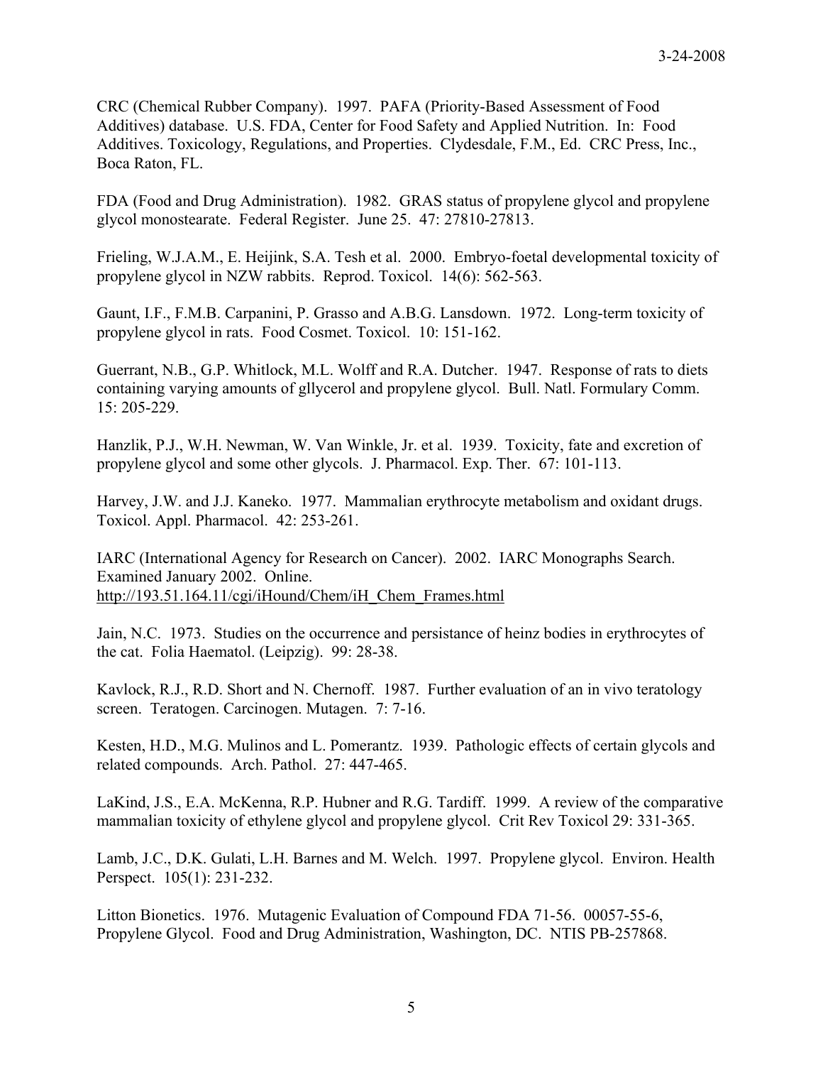CRC (Chemical Rubber Company). 1997. PAFA (Priority-Based Assessment of Food Additives) database. U.S. FDA, Center for Food Safety and Applied Nutrition. In: Food Additives. Toxicology, Regulations, and Properties. Clydesdale, F.M., Ed. CRC Press, Inc., Boca Raton, FL.

FDA (Food and Drug Administration). 1982. GRAS status of propylene glycol and propylene glycol monostearate. Federal Register. June 25. 47: 27810-27813.

Frieling, W.J.A.M., E. Heijink, S.A. Tesh et al. 2000. Embryo-foetal developmental toxicity of propylene glycol in NZW rabbits. Reprod. Toxicol. 14(6): 562-563.

Gaunt, I.F., F.M.B. Carpanini, P. Grasso and A.B.G. Lansdown. 1972. Long-term toxicity of propylene glycol in rats. Food Cosmet. Toxicol. 10: 151-162.

Guerrant, N.B., G.P. Whitlock, M.L. Wolff and R.A. Dutcher. 1947. Response of rats to diets containing varying amounts of gllycerol and propylene glycol. Bull. Natl. Formulary Comm. 15: 205-229.

Hanzlik, P.J., W.H. Newman, W. Van Winkle, Jr. et al. 1939. Toxicity, fate and excretion of propylene glycol and some other glycols. J. Pharmacol. Exp. Ther. 67: 101-113.

Harvey, J.W. and J.J. Kaneko. 1977. Mammalian erythrocyte metabolism and oxidant drugs. Toxicol. Appl. Pharmacol. 42: 253-261.

IARC (International Agency for Research on Cancer). 2002. IARC Monographs Search. Examined January 2002. Online. http://193.51.164.11/cgi/iHound/Chem/iH_Chem_Frames.html

Jain, N.C. 1973. Studies on the occurrence and persistance of heinz bodies in erythrocytes of the cat. Folia Haematol. (Leipzig). 99: 28-38.

Kavlock, R.J., R.D. Short and N. Chernoff. 1987. Further evaluation of an in vivo teratology screen. Teratogen. Carcinogen. Mutagen. 7: 7-16.

Kesten, H.D., M.G. Mulinos and L. Pomerantz. 1939. Pathologic effects of certain glycols and related compounds. Arch. Pathol. 27: 447-465.

LaKind, J.S., E.A. McKenna, R.P. Hubner and R.G. Tardiff. 1999. A review of the comparative mammalian toxicity of ethylene glycol and propylene glycol. Crit Rev Toxicol 29: 331-365.

Lamb, J.C., D.K. Gulati, L.H. Barnes and M. Welch. 1997. Propylene glycol. Environ. Health Perspect. 105(1): 231-232.

Litton Bionetics. 1976. Mutagenic Evaluation of Compound FDA 71-56. 00057-55-6, Propylene Glycol. Food and Drug Administration, Washington, DC. NTIS PB-257868.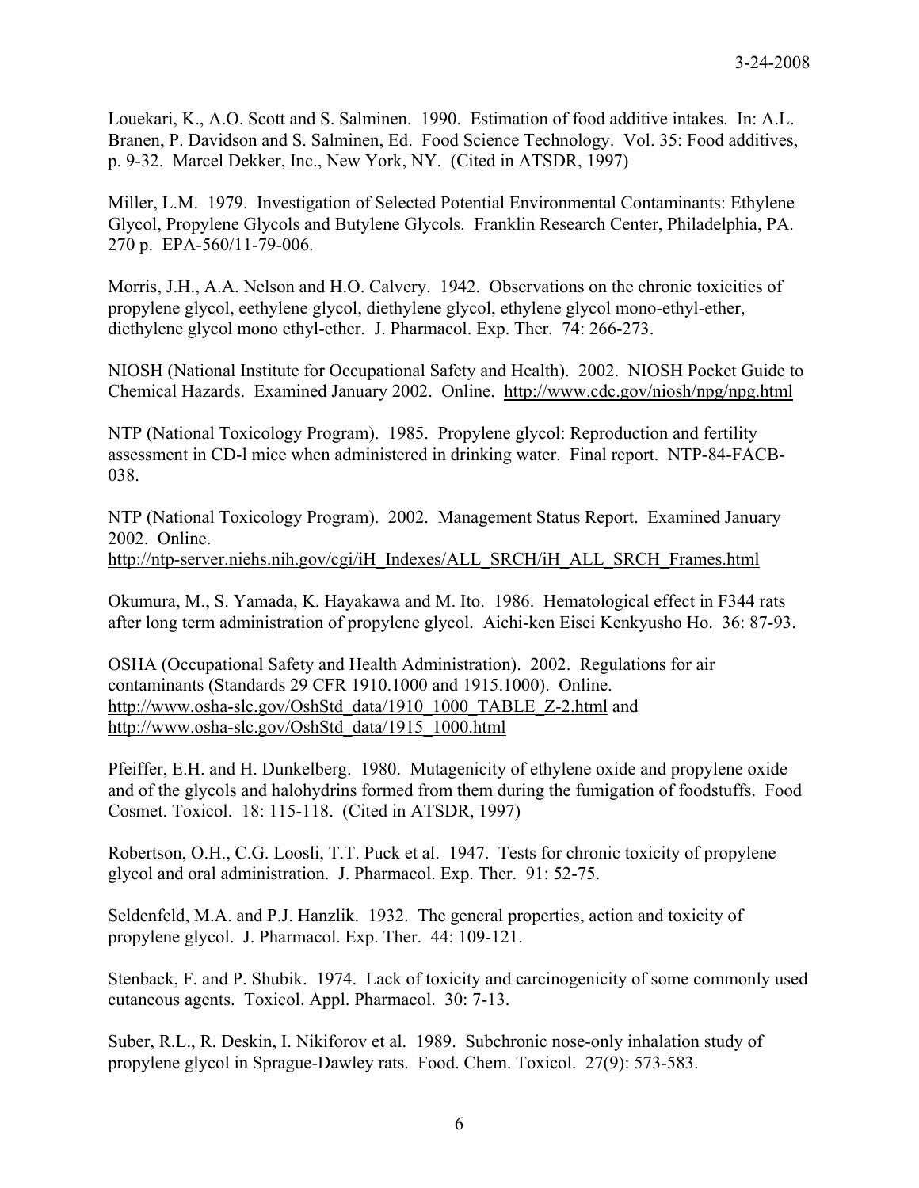Louekari, K., A.O. Scott and S. Salminen. 1990. Estimation of food additive intakes. In: A.L. Branen, P. Davidson and S. Salminen, Ed. Food Science Technology. Vol. 35: Food additives, p. 9-32. Marcel Dekker, Inc., New York, NY. (Cited in ATSDR, 1997)

Miller, L.M. 1979. Investigation of Selected Potential Environmental Contaminants: Ethylene Glycol, Propylene Glycols and Butylene Glycols. Franklin Research Center, Philadelphia, PA. 270 p. EPA-560/11-79-006.

Morris, J.H., A.A. Nelson and H.O. Calvery. 1942. Observations on the chronic toxicities of propylene glycol, eethylene glycol, diethylene glycol, ethylene glycol mono-ethyl-ether, diethylene glycol mono ethyl-ether. J. Pharmacol. Exp. Ther. 74: 266-273.

NIOSH (National Institute for Occupational Safety and Health). 2002. NIOSH Pocket Guide to Chemical Hazards. Examined January 2002. Online. http://www.cdc.gov/niosh/npg/npg.html

NTP (National Toxicology Program). 1985. Propylene glycol: Reproduction and fertility assessment in CD-l mice when administered in drinking water. Final report. NTP-84-FACB-038.

NTP (National Toxicology Program). 2002. Management Status Report. Examined January 2002. Online.
http://ntp-server.niehs.nih.gov/cgi/iH_Indexes/ALL_SRCH/iH_ALL_SRCH_Frames.html

Okumura, M., S. Yamada, K. Hayakawa and M. Ito. 1986. Hematological effect in F344 rats after long term administration of propylene glycol. Aichi-ken Eisei Kenkyusho Ho. 36: 87-93.

OSHA (Occupational Safety and Health Administration). 2002. Regulations for air contaminants (Standards 29 CFR 1910.1000 and 1915.1000). Online.
http://www.osha-slc.gov/OshStd_data/1910_1000_TABLE_Z-2.html and
http://www.osha-slc.gov/OshStd_data/1915_1000.html

Pfeiffer, E.H. and H. Dunkelberg. 1980. Mutagenicity of ethylene oxide and propylene oxide and of the glycols and halohydrins formed from them during the fumigation of foodstuffs. Food Cosmet. Toxicol. 18: 115-118. (Cited in ATSDR, 1997)

Robertson, O.H., C.G. Loosli, T.T. Puck et al. 1947. Tests for chronic toxicity of propylene glycol and oral administration. J. Pharmacol. Exp. Ther. 91: 52-75.

Seldenfeld, M.A. and P.J. Hanzlik. 1932. The general properties, action and toxicity of propylene glycol. J. Pharmacol. Exp. Ther. 44: 109-121.

Stenback, F. and P. Shubik. 1974. Lack of toxicity and carcinogenicity of some commonly used cutaneous agents. Toxicol. Appl. Pharmacol. 30: 7-13.

Suber, R.L., R. Deskin, I. Nikiforov et al. 1989. Subchronic nose-only inhalation study of propylene glycol in Sprague-Dawley rats. Food. Chem. Toxicol. 27(9): 573-583.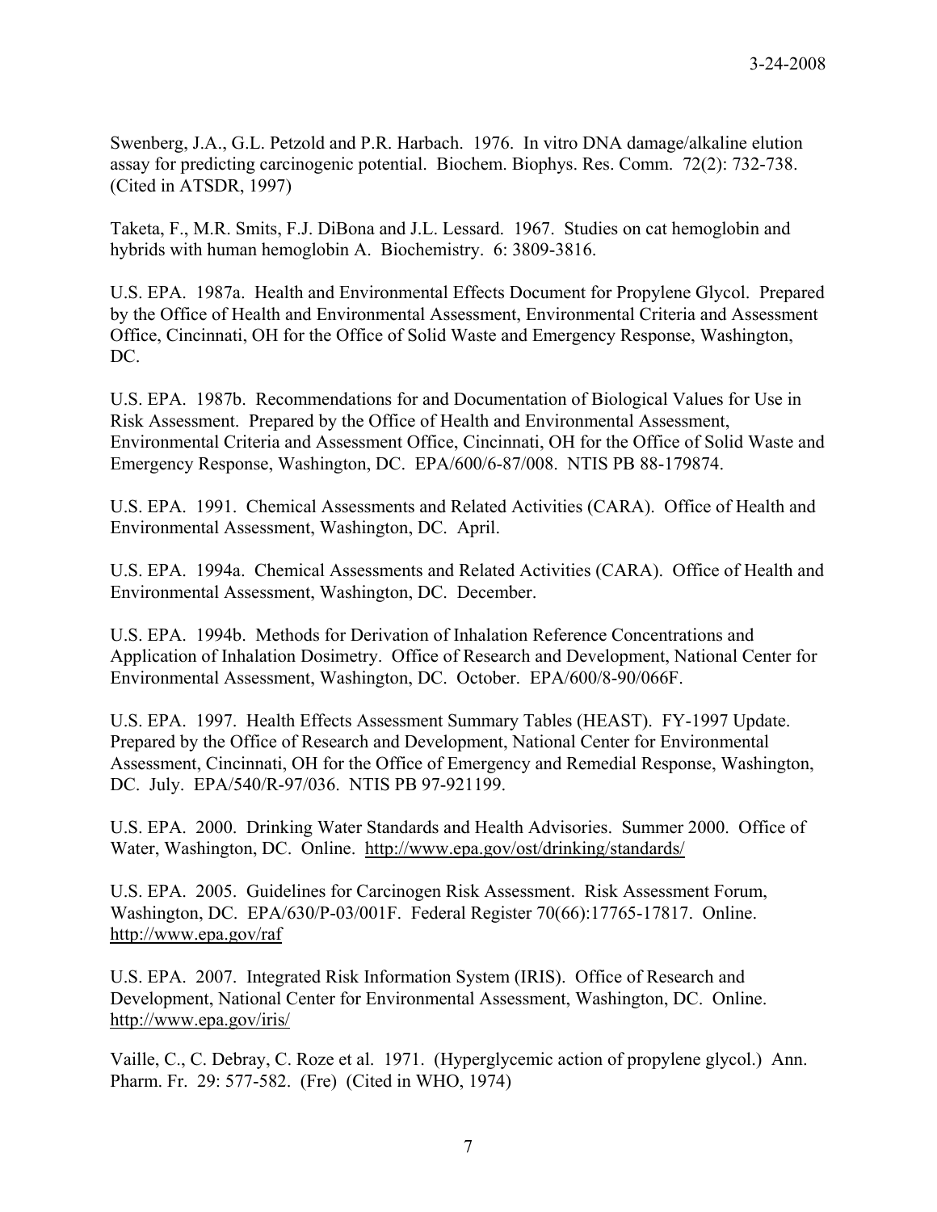Swenberg, J.A., G.L. Petzold and P.R. Harbach. 1976. In vitro DNA damage/alkaline elution assay for predicting carcinogenic potential. Biochem. Biophys. Res. Comm. 72(2): 732-738. (Cited in ATSDR, 1997)

Taketa, F., M.R. Smits, F.J. DiBona and J.L. Lessard. 1967. Studies on cat hemoglobin and hybrids with human hemoglobin A. Biochemistry. 6: 3809-3816.

U.S. EPA. 1987a. Health and Environmental Effects Document for Propylene Glycol. Prepared by the Office of Health and Environmental Assessment, Environmental Criteria and Assessment Office, Cincinnati, OH for the Office of Solid Waste and Emergency Response, Washington, DC.

U.S. EPA. 1987b. Recommendations for and Documentation of Biological Values for Use in Risk Assessment. Prepared by the Office of Health and Environmental Assessment, Environmental Criteria and Assessment Office, Cincinnati, OH for the Office of Solid Waste and Emergency Response, Washington, DC. EPA/600/6-87/008. NTIS PB 88-179874.

U.S. EPA. 1991. Chemical Assessments and Related Activities (CARA). Office of Health and Environmental Assessment, Washington, DC. April.

U.S. EPA. 1994a. Chemical Assessments and Related Activities (CARA). Office of Health and Environmental Assessment, Washington, DC. December.

U.S. EPA. 1994b. Methods for Derivation of Inhalation Reference Concentrations and Application of Inhalation Dosimetry. Office of Research and Development, National Center for Environmental Assessment, Washington, DC. October. EPA/600/8-90/066F.

U.S. EPA. 1997. Health Effects Assessment Summary Tables (HEAST). FY-1997 Update. Prepared by the Office of Research and Development, National Center for Environmental Assessment, Cincinnati, OH for the Office of Emergency and Remedial Response, Washington, DC. July. EPA/540/R-97/036. NTIS PB 97-921199.

U.S. EPA. 2000. Drinking Water Standards and Health Advisories. Summer 2000. Office of Water, Washington, DC. Online. http://www.epa.gov/ost/drinking/standards/

U.S. EPA. 2005. Guidelines for Carcinogen Risk Assessment. Risk Assessment Forum, Washington, DC. EPA/630/P-03/001F. Federal Register 70(66):17765-17817. Online. http://www.epa.gov/raf

U.S. EPA. 2007. Integrated Risk Information System (IRIS). Office of Research and Development, National Center for Environmental Assessment, Washington, DC. Online. http://www.epa.gov/iris/

Vaille, C., C. Debray, C. Roze et al. 1971. (Hyperglycemic action of propylene glycol.) Ann. Pharm. Fr. 29: 577-582. (Fre) (Cited in WHO, 1974)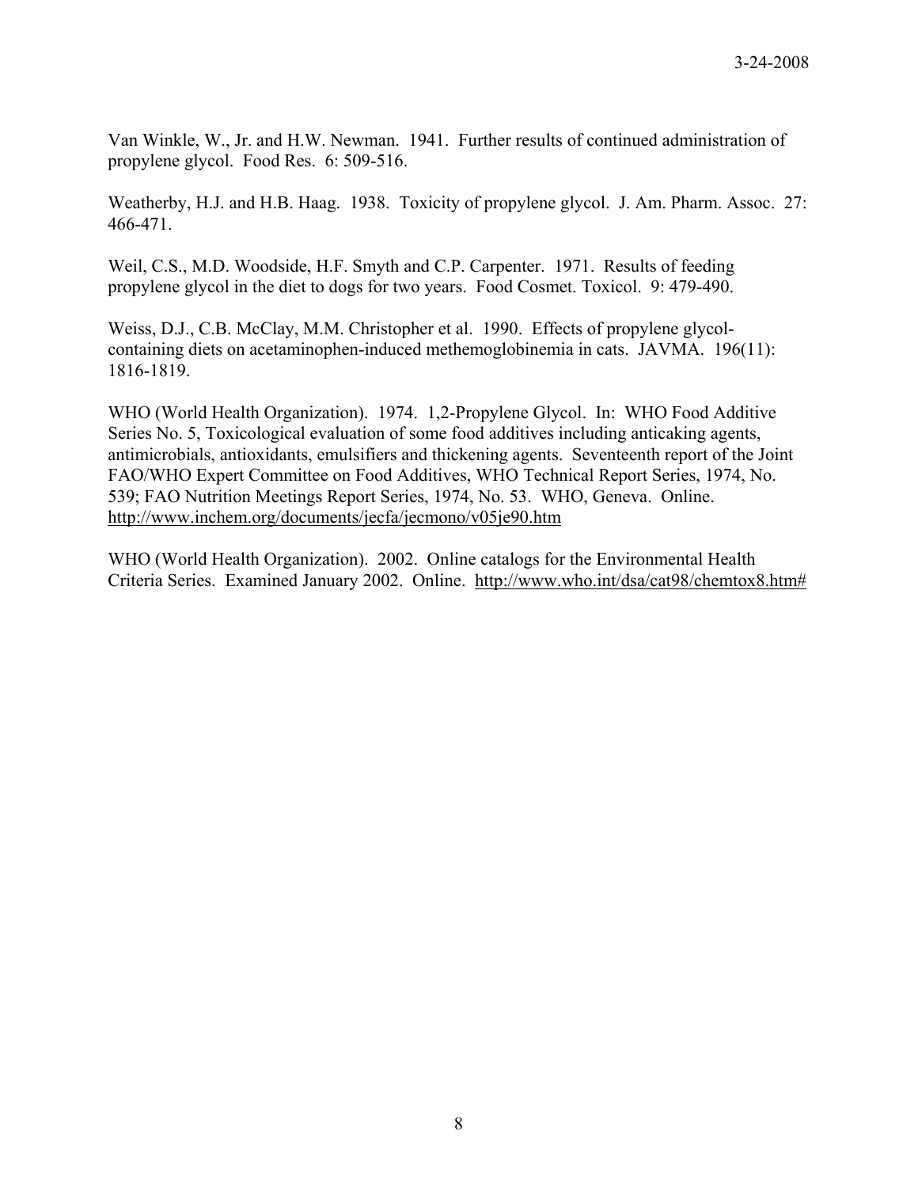Van Winkle, W., Jr. and H.W. Newman. 1941. Further results of continued administration of propylene glycol. Food Res. 6: 509-516.

Weatherby, H.J. and H.B. Haag. 1938. Toxicity of propylene glycol. J. Am. Pharm. Assoc. 27: 466-471.

Weil, C.S., M.D. Woodside, H.F. Smyth and C.P. Carpenter. 1971. Results of feeding propylene glycol in the diet to dogs for two years. Food Cosmet. Toxicol. 9: 479-490.

Weiss, D.J., C.B. McClay, M.M. Christopher et al. 1990. Effects of propylene glycol-containing diets on acetaminophen-induced methemoglobinemia in cats. JAVMA. 196(11): 1816-1819.

WHO (World Health Organization). 1974. 1,2-Propylene Glycol. In: WHO Food Additive Series No. 5, Toxicological evaluation of some food additives including anticaking agents, antimicrobials, antioxidants, emulsifiers and thickening agents. Seventeenth report of the Joint FAO/WHO Expert Committee on Food Additives, WHO Technical Report Series, 1974, No. 539; FAO Nutrition Meetings Report Series, 1974, No. 53. WHO, Geneva. Online. http://www.inchem.org/documents/jecfa/jecmono/v05je90.htm

WHO (World Health Organization). 2002. Online catalogs for the Environmental Health Criteria Series. Examined January 2002. Online. http://www.who.int/dsa/cat98/chemtox8.htm#